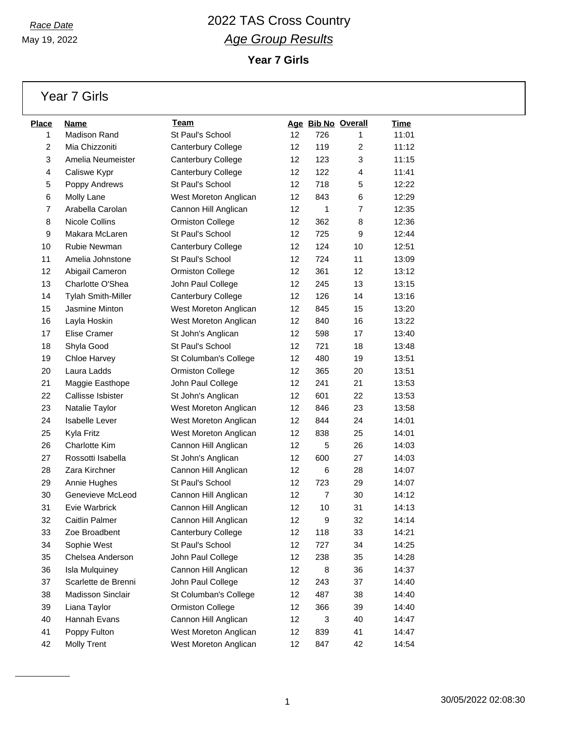*Race Date*

May 19, 2022

# 2022 TAS Cross Country

## *Age Group Results*

### Year 7 Girls

## Year 7 Girls

| Place | Name | Team | Age | Bib No | Overall | Time |
|---|---|---|---|---|---|---|
| 1 | Madison Rand | St Paul's School | 12 | 726 | 1 | 11:01 |
| 2 | Mia Chizzoniti | Canterbury College | 12 | 119 | 2 | 11:12 |
| 3 | Amelia Neumeister | Canterbury College | 12 | 123 | 3 | 11:15 |
| 4 | Caliswe Kypr | Canterbury College | 12 | 122 | 4 | 11:41 |
| 5 | Poppy Andrews | St Paul's School | 12 | 718 | 5 | 12:22 |
| 6 | Molly Lane | West Moreton Anglican | 12 | 843 | 6 | 12:29 |
| 7 | Arabella Carolan | Cannon Hill Anglican | 12 | 1 | 7 | 12:35 |
| 8 | Nicole Collins | Ormiston College | 12 | 362 | 8 | 12:36 |
| 9 | Makara McLaren | St Paul's School | 12 | 725 | 9 | 12:44 |
| 10 | Rubie Newman | Canterbury College | 12 | 124 | 10 | 12:51 |
| 11 | Amelia Johnstone | St Paul's School | 12 | 724 | 11 | 13:09 |
| 12 | Abigail Cameron | Ormiston College | 12 | 361 | 12 | 13:12 |
| 13 | Charlotte O'Shea | John Paul College | 12 | 245 | 13 | 13:15 |
| 14 | Tylah Smith-Miller | Canterbury College | 12 | 126 | 14 | 13:16 |
| 15 | Jasmine Minton | West Moreton Anglican | 12 | 845 | 15 | 13:20 |
| 16 | Layla Hoskin | West Moreton Anglican | 12 | 840 | 16 | 13:22 |
| 17 | Elise Cramer | St John's Anglican | 12 | 598 | 17 | 13:40 |
| 18 | Shyla Good | St Paul's School | 12 | 721 | 18 | 13:48 |
| 19 | Chloe Harvey | St Columban's College | 12 | 480 | 19 | 13:51 |
| 20 | Laura Ladds | Ormiston College | 12 | 365 | 20 | 13:51 |
| 21 | Maggie Easthope | John Paul College | 12 | 241 | 21 | 13:53 |
| 22 | Callisse Isbister | St John's Anglican | 12 | 601 | 22 | 13:53 |
| 23 | Natalie Taylor | West Moreton Anglican | 12 | 846 | 23 | 13:58 |
| 24 | Isabelle Lever | West Moreton Anglican | 12 | 844 | 24 | 14:01 |
| 25 | Kyla Fritz | West Moreton Anglican | 12 | 838 | 25 | 14:01 |
| 26 | Charlotte Kim | Cannon Hill Anglican | 12 | 5 | 26 | 14:03 |
| 27 | Rossotti Isabella | St John's Anglican | 12 | 600 | 27 | 14:03 |
| 28 | Zara Kirchner | Cannon Hill Anglican | 12 | 6 | 28 | 14:07 |
| 29 | Annie Hughes | St Paul's School | 12 | 723 | 29 | 14:07 |
| 30 | Genevieve McLeod | Cannon Hill Anglican | 12 | 7 | 30 | 14:12 |
| 31 | Evie Warbrick | Cannon Hill Anglican | 12 | 10 | 31 | 14:13 |
| 32 | Caitlin Palmer | Cannon Hill Anglican | 12 | 9 | 32 | 14:14 |
| 33 | Zoe Broadbent | Canterbury College | 12 | 118 | 33 | 14:21 |
| 34 | Sophie West | St Paul's School | 12 | 727 | 34 | 14:25 |
| 35 | Chelsea Anderson | John Paul College | 12 | 238 | 35 | 14:28 |
| 36 | Isla Mulquiney | Cannon Hill Anglican | 12 | 8 | 36 | 14:37 |
| 37 | Scarlette de Brenni | John Paul College | 12 | 243 | 37 | 14:40 |
| 38 | Madisson Sinclair | St Columban's College | 12 | 487 | 38 | 14:40 |
| 39 | Liana Taylor | Ormiston College | 12 | 366 | 39 | 14:40 |
| 40 | Hannah Evans | Cannon Hill Anglican | 12 | 3 | 40 | 14:47 |
| 41 | Poppy Fulton | West Moreton Anglican | 12 | 839 | 41 | 14:47 |
| 42 | Molly Trent | West Moreton Anglican | 12 | 847 | 42 | 14:54 |

30/05/2022 02:08:30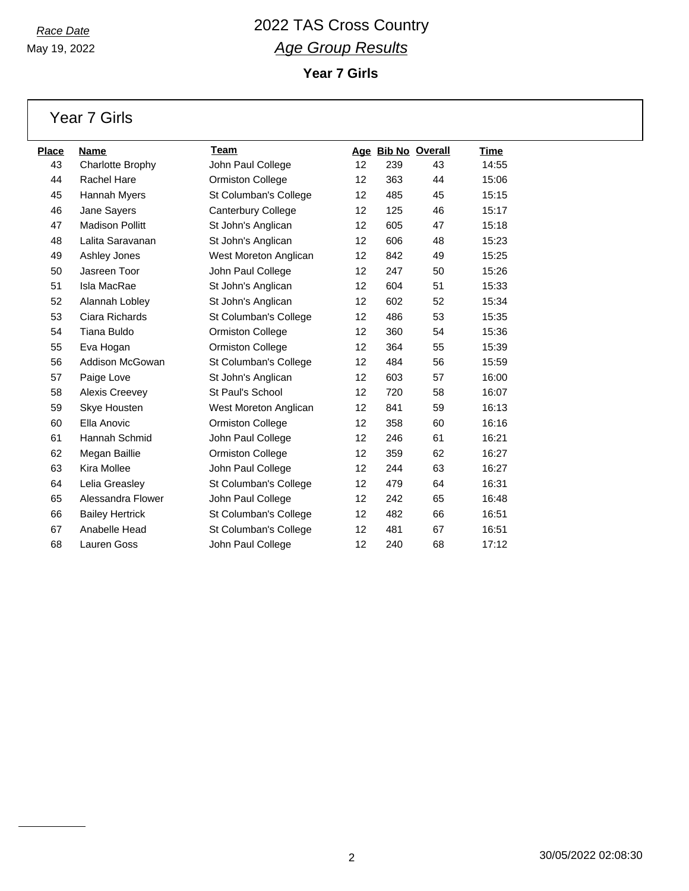*Race Date*

May 19, 2022

# 2022 TAS Cross Country

## *Age Group Results*

### Year 7 Girls

## Year 7 Girls

| Place | Name | Team | Age | Bib No | Overall | Time |
|---|---|---|---|---|---|---|
| 43 | Charlotte Brophy | John Paul College | 12 | 239 | 43 | 14:55 |
| 44 | Rachel Hare | Ormiston College | 12 | 363 | 44 | 15:06 |
| 45 | Hannah Myers | St Columban's College | 12 | 485 | 45 | 15:15 |
| 46 | Jane Sayers | Canterbury College | 12 | 125 | 46 | 15:17 |
| 47 | Madison Pollitt | St John's Anglican | 12 | 605 | 47 | 15:18 |
| 48 | Lalita Saravanan | St John's Anglican | 12 | 606 | 48 | 15:23 |
| 49 | Ashley Jones | West Moreton Anglican | 12 | 842 | 49 | 15:25 |
| 50 | Jasreen Toor | John Paul College | 12 | 247 | 50 | 15:26 |
| 51 | Isla MacRae | St John's Anglican | 12 | 604 | 51 | 15:33 |
| 52 | Alannah Lobley | St John's Anglican | 12 | 602 | 52 | 15:34 |
| 53 | Ciara Richards | St Columban's College | 12 | 486 | 53 | 15:35 |
| 54 | Tiana Buldo | Ormiston College | 12 | 360 | 54 | 15:36 |
| 55 | Eva Hogan | Ormiston College | 12 | 364 | 55 | 15:39 |
| 56 | Addison McGowan | St Columban's College | 12 | 484 | 56 | 15:59 |
| 57 | Paige Love | St John's Anglican | 12 | 603 | 57 | 16:00 |
| 58 | Alexis Creevey | St Paul's School | 12 | 720 | 58 | 16:07 |
| 59 | Skye Housten | West Moreton Anglican | 12 | 841 | 59 | 16:13 |
| 60 | Ella Anovic | Ormiston College | 12 | 358 | 60 | 16:16 |
| 61 | Hannah Schmid | John Paul College | 12 | 246 | 61 | 16:21 |
| 62 | Megan Baillie | Ormiston College | 12 | 359 | 62 | 16:27 |
| 63 | Kira Mollee | John Paul College | 12 | 244 | 63 | 16:27 |
| 64 | Lelia Greasley | St Columban's College | 12 | 479 | 64 | 16:31 |
| 65 | Alessandra Flower | John Paul College | 12 | 242 | 65 | 16:48 |
| 66 | Bailey Hertrick | St Columban's College | 12 | 482 | 66 | 16:51 |
| 67 | Anabelle Head | St Columban's College | 12 | 481 | 67 | 16:51 |
| 68 | Lauren Goss | John Paul College | 12 | 240 | 68 | 17:12 |

30/05/2022 02:08:30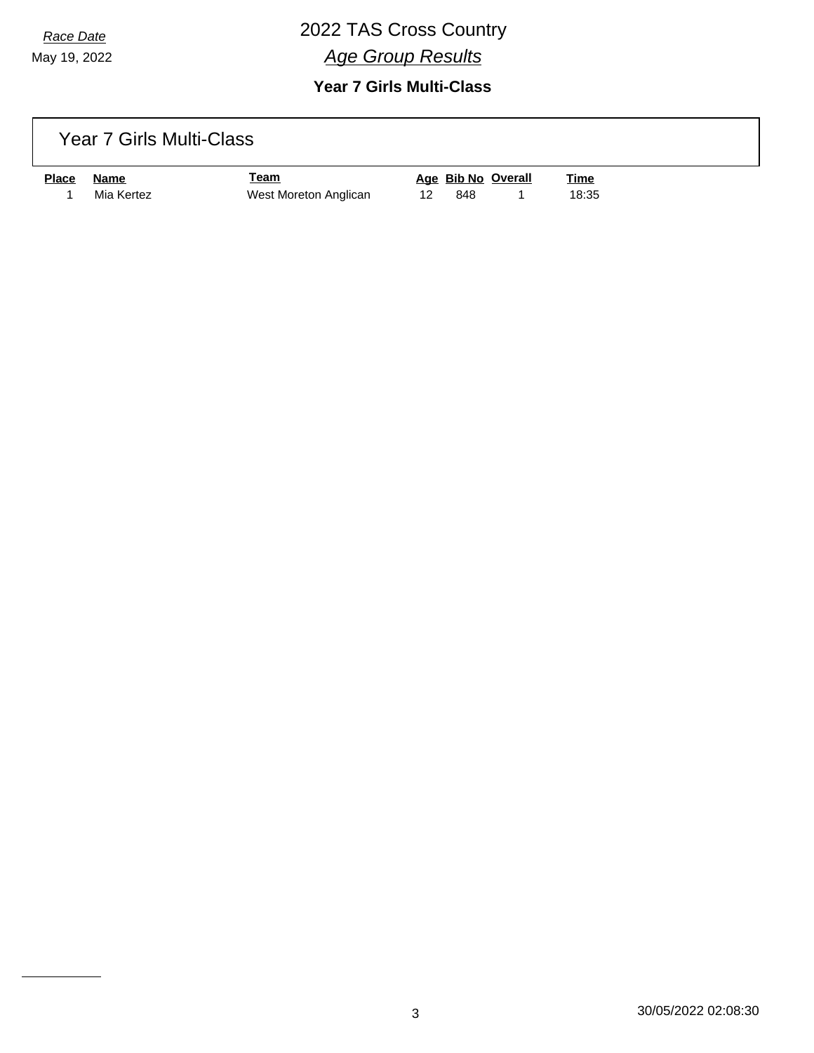*Race Date*

May 19, 2022

# 2022 TAS Cross Country

## *Age Group Results*

### Year 7 Girls Multi-Class

Year 7 Girls Multi-Class

| Place | Name | Team | Age | Bib No | Overall | Time |
|---|---|---|---|---|---|---|
| 1 | Mia Kertez | West Moreton Anglican | 12 | 848 | 1 | 18:35 |

30/05/2022 02:08:30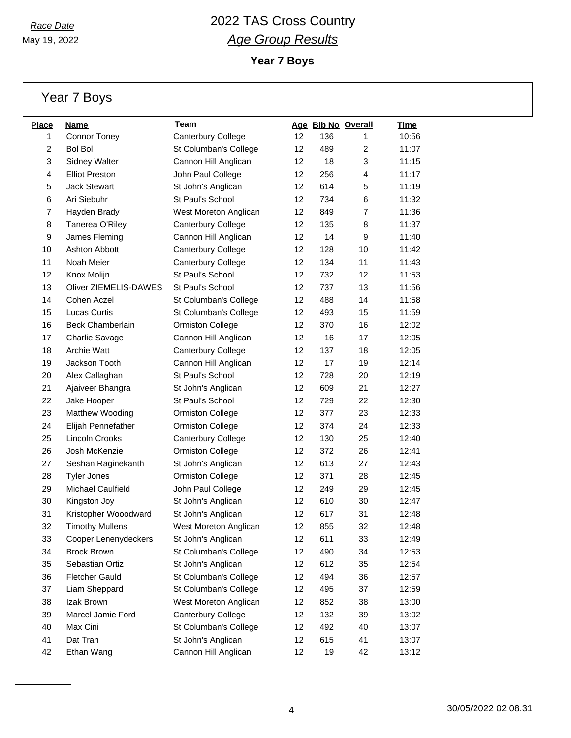*Race Date*
May 19, 2022

# 2022 TAS Cross Country

## *Age Group Results*

### Year 7 Boys

## Year 7 Boys

| Place | Name | Team | Age | Bib No | Overall | Time |
|---|---|---|---|---|---|---|
| 1 | Connor Toney | Canterbury College | 12 | 136 | 1 | 10:56 |
| 2 | Bol Bol | St Columban's College | 12 | 489 | 2 | 11:07 |
| 3 | Sidney Walter | Cannon Hill Anglican | 12 | 18 | 3 | 11:15 |
| 4 | Elliot Preston | John Paul College | 12 | 256 | 4 | 11:17 |
| 5 | Jack Stewart | St John's Anglican | 12 | 614 | 5 | 11:19 |
| 6 | Ari Siebuhr | St Paul's School | 12 | 734 | 6 | 11:32 |
| 7 | Hayden Brady | West Moreton Anglican | 12 | 849 | 7 | 11:36 |
| 8 | Tanerea O'Riley | Canterbury College | 12 | 135 | 8 | 11:37 |
| 9 | James Fleming | Cannon Hill Anglican | 12 | 14 | 9 | 11:40 |
| 10 | Ashton Abbott | Canterbury College | 12 | 128 | 10 | 11:42 |
| 11 | Noah Meier | Canterbury College | 12 | 134 | 11 | 11:43 |
| 12 | Knox Molijn | St Paul's School | 12 | 732 | 12 | 11:53 |
| 13 | Oliver ZIEMELIS-DAWES | St Paul's School | 12 | 737 | 13 | 11:56 |
| 14 | Cohen Aczel | St Columban's College | 12 | 488 | 14 | 11:58 |
| 15 | Lucas Curtis | St Columban's College | 12 | 493 | 15 | 11:59 |
| 16 | Beck Chamberlain | Ormiston College | 12 | 370 | 16 | 12:02 |
| 17 | Charlie Savage | Cannon Hill Anglican | 12 | 16 | 17 | 12:05 |
| 18 | Archie Watt | Canterbury College | 12 | 137 | 18 | 12:05 |
| 19 | Jackson Tooth | Cannon Hill Anglican | 12 | 17 | 19 | 12:14 |
| 20 | Alex Callaghan | St Paul's School | 12 | 728 | 20 | 12:19 |
| 21 | Ajaiveer Bhangra | St John's Anglican | 12 | 609 | 21 | 12:27 |
| 22 | Jake Hooper | St Paul's School | 12 | 729 | 22 | 12:30 |
| 23 | Matthew Wooding | Ormiston College | 12 | 377 | 23 | 12:33 |
| 24 | Elijah Pennefather | Ormiston College | 12 | 374 | 24 | 12:33 |
| 25 | Lincoln Crooks | Canterbury College | 12 | 130 | 25 | 12:40 |
| 26 | Josh McKenzie | Ormiston College | 12 | 372 | 26 | 12:41 |
| 27 | Seshan Raginekanth | St John's Anglican | 12 | 613 | 27 | 12:43 |
| 28 | Tyler Jones | Ormiston College | 12 | 371 | 28 | 12:45 |
| 29 | Michael Caulfield | John Paul College | 12 | 249 | 29 | 12:45 |
| 30 | Kingston Joy | St John's Anglican | 12 | 610 | 30 | 12:47 |
| 31 | Kristopher Wooodward | St John's Anglican | 12 | 617 | 31 | 12:48 |
| 32 | Timothy Mullens | West Moreton Anglican | 12 | 855 | 32 | 12:48 |
| 33 | Cooper Lenenydeckers | St John's Anglican | 12 | 611 | 33 | 12:49 |
| 34 | Brock Brown | St Columban's College | 12 | 490 | 34 | 12:53 |
| 35 | Sebastian Ortiz | St John's Anglican | 12 | 612 | 35 | 12:54 |
| 36 | Fletcher Gauld | St Columban's College | 12 | 494 | 36 | 12:57 |
| 37 | Liam Sheppard | St Columban's College | 12 | 495 | 37 | 12:59 |
| 38 | Izak Brown | West Moreton Anglican | 12 | 852 | 38 | 13:00 |
| 39 | Marcel Jamie Ford | Canterbury College | 12 | 132 | 39 | 13:02 |
| 40 | Max Cini | St Columban's College | 12 | 492 | 40 | 13:07 |
| 41 | Dat Tran | St John's Anglican | 12 | 615 | 41 | 13:07 |
| 42 | Ethan Wang | Cannon Hill Anglican | 12 | 19 | 42 | 13:12 |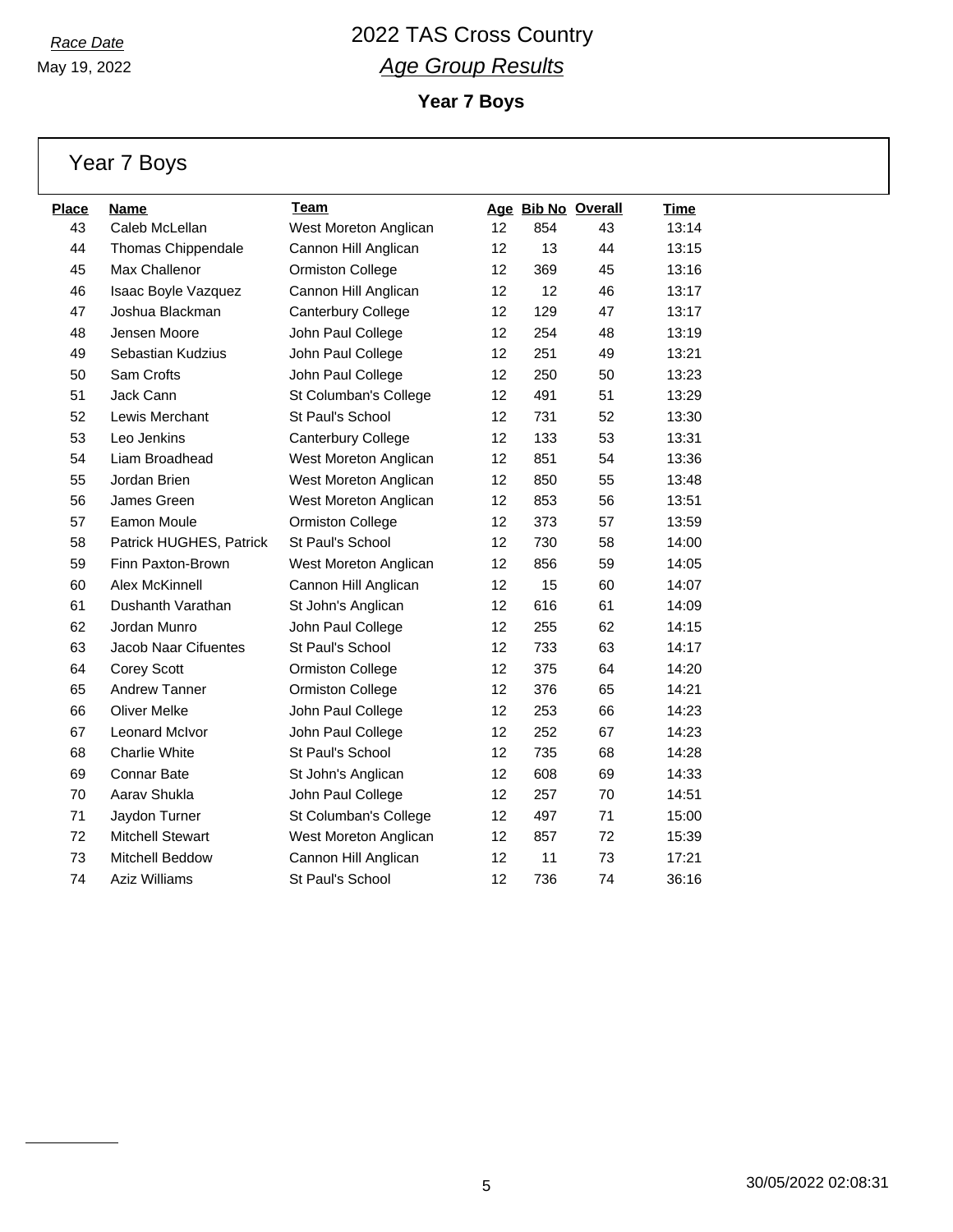*Race Date*

May 19, 2022

# 2022 TAS Cross Country

## *Age Group Results*

### Year 7 Boys

## Year 7 Boys

| Place | Name | Team | Age | Bib No | Overall | Time |
|---|---|---|---|---|---|---|
| 43 | Caleb McLellan | West Moreton Anglican | 12 | 854 | 43 | 13:14 |
| 44 | Thomas Chippendale | Cannon Hill Anglican | 12 | 13 | 44 | 13:15 |
| 45 | Max Challenor | Ormiston College | 12 | 369 | 45 | 13:16 |
| 46 | Isaac Boyle Vazquez | Cannon Hill Anglican | 12 | 12 | 46 | 13:17 |
| 47 | Joshua Blackman | Canterbury College | 12 | 129 | 47 | 13:17 |
| 48 | Jensen Moore | John Paul College | 12 | 254 | 48 | 13:19 |
| 49 | Sebastian Kudzius | John Paul College | 12 | 251 | 49 | 13:21 |
| 50 | Sam Crofts | John Paul College | 12 | 250 | 50 | 13:23 |
| 51 | Jack Cann | St Columban's College | 12 | 491 | 51 | 13:29 |
| 52 | Lewis Merchant | St Paul's School | 12 | 731 | 52 | 13:30 |
| 53 | Leo Jenkins | Canterbury College | 12 | 133 | 53 | 13:31 |
| 54 | Liam Broadhead | West Moreton Anglican | 12 | 851 | 54 | 13:36 |
| 55 | Jordan Brien | West Moreton Anglican | 12 | 850 | 55 | 13:48 |
| 56 | James Green | West Moreton Anglican | 12 | 853 | 56 | 13:51 |
| 57 | Eamon Moule | Ormiston College | 12 | 373 | 57 | 13:59 |
| 58 | Patrick HUGHES, Patrick | St Paul's School | 12 | 730 | 58 | 14:00 |
| 59 | Finn Paxton-Brown | West Moreton Anglican | 12 | 856 | 59 | 14:05 |
| 60 | Alex McKinnell | Cannon Hill Anglican | 12 | 15 | 60 | 14:07 |
| 61 | Dushanth Varathan | St John's Anglican | 12 | 616 | 61 | 14:09 |
| 62 | Jordan Munro | John Paul College | 12 | 255 | 62 | 14:15 |
| 63 | Jacob Naar Cifuentes | St Paul's School | 12 | 733 | 63 | 14:17 |
| 64 | Corey Scott | Ormiston College | 12 | 375 | 64 | 14:20 |
| 65 | Andrew Tanner | Ormiston College | 12 | 376 | 65 | 14:21 |
| 66 | Oliver Melke | John Paul College | 12 | 253 | 66 | 14:23 |
| 67 | Leonard McIvor | John Paul College | 12 | 252 | 67 | 14:23 |
| 68 | Charlie White | St Paul's School | 12 | 735 | 68 | 14:28 |
| 69 | Connar Bate | St John's Anglican | 12 | 608 | 69 | 14:33 |
| 70 | Aarav Shukla | John Paul College | 12 | 257 | 70 | 14:51 |
| 71 | Jaydon Turner | St Columban's College | 12 | 497 | 71 | 15:00 |
| 72 | Mitchell Stewart | West Moreton Anglican | 12 | 857 | 72 | 15:39 |
| 73 | Mitchell Beddow | Cannon Hill Anglican | 12 | 11 | 73 | 17:21 |
| 74 | Aziz Williams | St Paul's School | 12 | 736 | 74 | 36:16 |

30/05/2022 02:08:31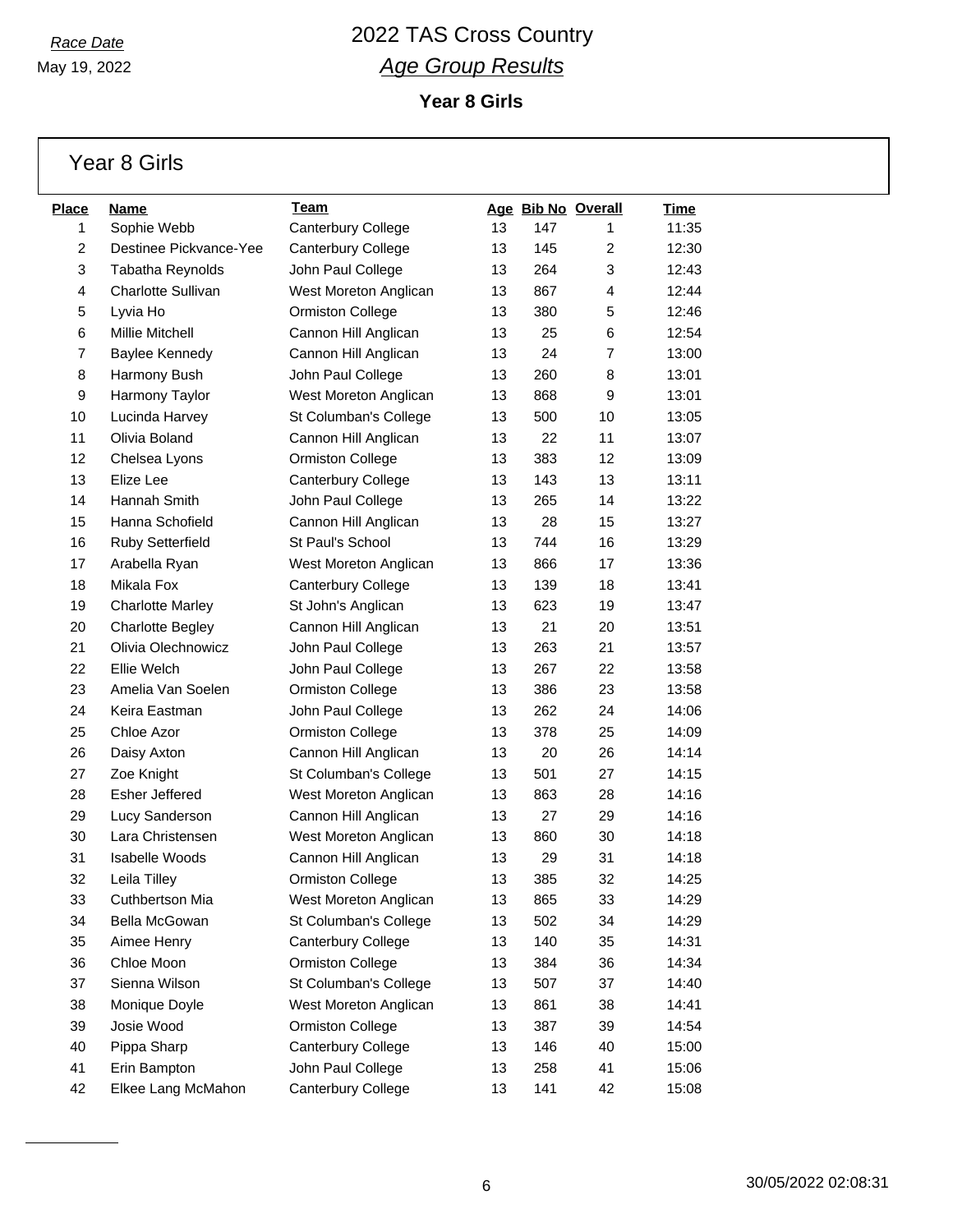*Race Date*

May 19, 2022

# 2022 TAS Cross Country

## *Age Group Results*

### Year 8 Girls

## Year 8 Girls

| Place | Name | Team | Age | Bib No | Overall | Time |
|---|---|---|---|---|---|---|
| 1 | Sophie Webb | Canterbury College | 13 | 147 | 1 | 11:35 |
| 2 | Destinee Pickvance-Yee | Canterbury College | 13 | 145 | 2 | 12:30 |
| 3 | Tabatha Reynolds | John Paul College | 13 | 264 | 3 | 12:43 |
| 4 | Charlotte Sullivan | West Moreton Anglican | 13 | 867 | 4 | 12:44 |
| 5 | Lyvia Ho | Ormiston College | 13 | 380 | 5 | 12:46 |
| 6 | Millie Mitchell | Cannon Hill Anglican | 13 | 25 | 6 | 12:54 |
| 7 | Baylee Kennedy | Cannon Hill Anglican | 13 | 24 | 7 | 13:00 |
| 8 | Harmony Bush | John Paul College | 13 | 260 | 8 | 13:01 |
| 9 | Harmony Taylor | West Moreton Anglican | 13 | 868 | 9 | 13:01 |
| 10 | Lucinda Harvey | St Columban's College | 13 | 500 | 10 | 13:05 |
| 11 | Olivia Boland | Cannon Hill Anglican | 13 | 22 | 11 | 13:07 |
| 12 | Chelsea Lyons | Ormiston College | 13 | 383 | 12 | 13:09 |
| 13 | Elize Lee | Canterbury College | 13 | 143 | 13 | 13:11 |
| 14 | Hannah Smith | John Paul College | 13 | 265 | 14 | 13:22 |
| 15 | Hanna Schofield | Cannon Hill Anglican | 13 | 28 | 15 | 13:27 |
| 16 | Ruby Setterfield | St Paul's School | 13 | 744 | 16 | 13:29 |
| 17 | Arabella Ryan | West Moreton Anglican | 13 | 866 | 17 | 13:36 |
| 18 | Mikala Fox | Canterbury College | 13 | 139 | 18 | 13:41 |
| 19 | Charlotte Marley | St John's Anglican | 13 | 623 | 19 | 13:47 |
| 20 | Charlotte Begley | Cannon Hill Anglican | 13 | 21 | 20 | 13:51 |
| 21 | Olivia Olechnowicz | John Paul College | 13 | 263 | 21 | 13:57 |
| 22 | Ellie Welch | John Paul College | 13 | 267 | 22 | 13:58 |
| 23 | Amelia Van Soelen | Ormiston College | 13 | 386 | 23 | 13:58 |
| 24 | Keira Eastman | John Paul College | 13 | 262 | 24 | 14:06 |
| 25 | Chloe Azor | Ormiston College | 13 | 378 | 25 | 14:09 |
| 26 | Daisy Axton | Cannon Hill Anglican | 13 | 20 | 26 | 14:14 |
| 27 | Zoe Knight | St Columban's College | 13 | 501 | 27 | 14:15 |
| 28 | Esher Jeffered | West Moreton Anglican | 13 | 863 | 28 | 14:16 |
| 29 | Lucy Sanderson | Cannon Hill Anglican | 13 | 27 | 29 | 14:16 |
| 30 | Lara Christensen | West Moreton Anglican | 13 | 860 | 30 | 14:18 |
| 31 | Isabelle Woods | Cannon Hill Anglican | 13 | 29 | 31 | 14:18 |
| 32 | Leila Tilley | Ormiston College | 13 | 385 | 32 | 14:25 |
| 33 | Cuthbertson Mia | West Moreton Anglican | 13 | 865 | 33 | 14:29 |
| 34 | Bella McGowan | St Columban's College | 13 | 502 | 34 | 14:29 |
| 35 | Aimee Henry | Canterbury College | 13 | 140 | 35 | 14:31 |
| 36 | Chloe Moon | Ormiston College | 13 | 384 | 36 | 14:34 |
| 37 | Sienna Wilson | St Columban's College | 13 | 507 | 37 | 14:40 |
| 38 | Monique Doyle | West Moreton Anglican | 13 | 861 | 38 | 14:41 |
| 39 | Josie Wood | Ormiston College | 13 | 387 | 39 | 14:54 |
| 40 | Pippa Sharp | Canterbury College | 13 | 146 | 40 | 15:00 |
| 41 | Erin Bampton | John Paul College | 13 | 258 | 41 | 15:06 |
| 42 | Elkee Lang McMahon | Canterbury College | 13 | 141 | 42 | 15:08 |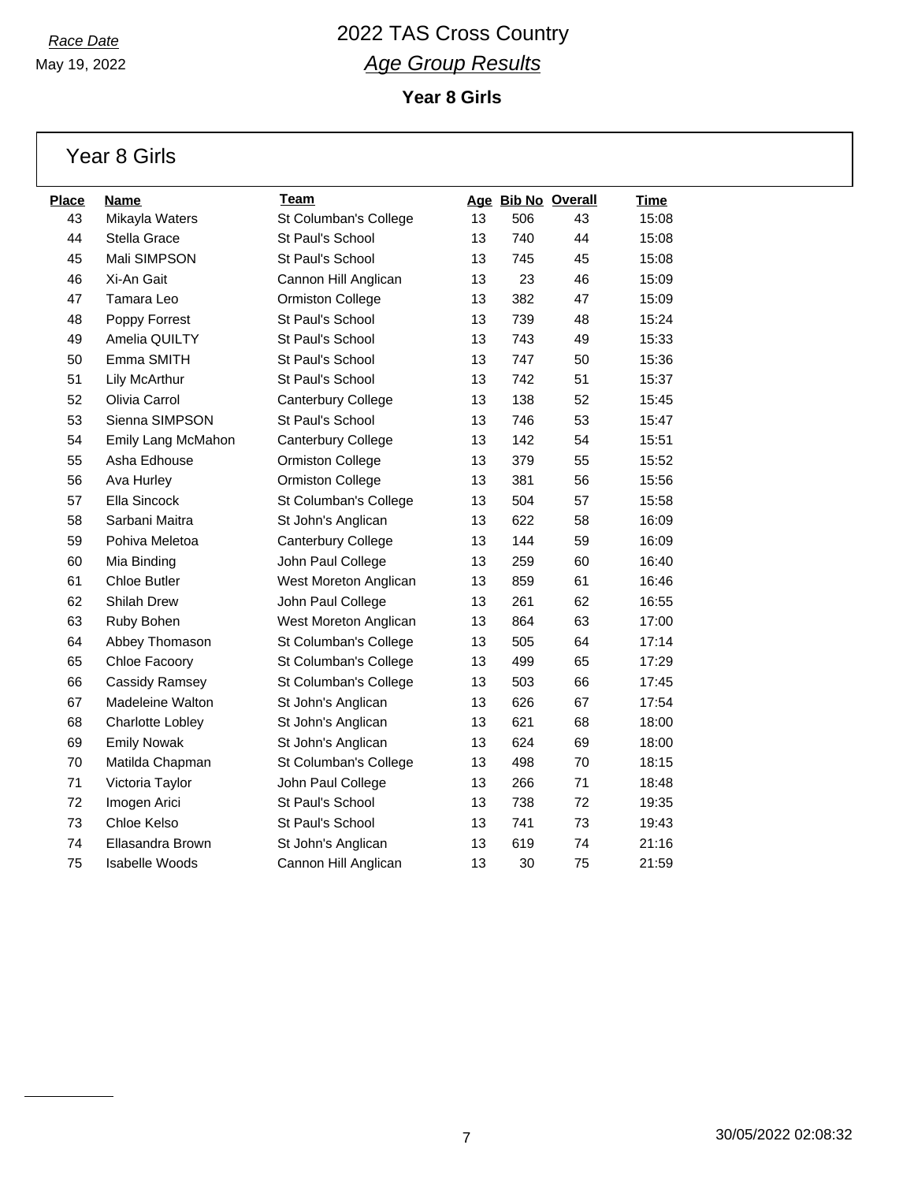Race Date

May 19, 2022

# 2022 TAS Cross Country

## Age Group Results

### Year 8 Girls

## Year 8 Girls

| Place | Name | Team | Age | Bib No | Overall | Time |
|---|---|---|---|---|---|---|
| 43 | Mikayla Waters | St Columban's College | 13 | 506 | 43 | 15:08 |
| 44 | Stella Grace | St Paul's School | 13 | 740 | 44 | 15:08 |
| 45 | Mali SIMPSON | St Paul's School | 13 | 745 | 45 | 15:08 |
| 46 | Xi-An Gait | Cannon Hill Anglican | 13 | 23 | 46 | 15:09 |
| 47 | Tamara Leo | Ormiston College | 13 | 382 | 47 | 15:09 |
| 48 | Poppy Forrest | St Paul's School | 13 | 739 | 48 | 15:24 |
| 49 | Amelia QUILTY | St Paul's School | 13 | 743 | 49 | 15:33 |
| 50 | Emma SMITH | St Paul's School | 13 | 747 | 50 | 15:36 |
| 51 | Lily McArthur | St Paul's School | 13 | 742 | 51 | 15:37 |
| 52 | Olivia Carrol | Canterbury College | 13 | 138 | 52 | 15:45 |
| 53 | Sienna SIMPSON | St Paul's School | 13 | 746 | 53 | 15:47 |
| 54 | Emily Lang McMahon | Canterbury College | 13 | 142 | 54 | 15:51 |
| 55 | Asha Edhouse | Ormiston College | 13 | 379 | 55 | 15:52 |
| 56 | Ava Hurley | Ormiston College | 13 | 381 | 56 | 15:56 |
| 57 | Ella Sincock | St Columban's College | 13 | 504 | 57 | 15:58 |
| 58 | Sarbani Maitra | St John's Anglican | 13 | 622 | 58 | 16:09 |
| 59 | Pohiva Meletoa | Canterbury College | 13 | 144 | 59 | 16:09 |
| 60 | Mia Binding | John Paul College | 13 | 259 | 60 | 16:40 |
| 61 | Chloe Butler | West Moreton Anglican | 13 | 859 | 61 | 16:46 |
| 62 | Shilah Drew | John Paul College | 13 | 261 | 62 | 16:55 |
| 63 | Ruby Bohen | West Moreton Anglican | 13 | 864 | 63 | 17:00 |
| 64 | Abbey Thomason | St Columban's College | 13 | 505 | 64 | 17:14 |
| 65 | Chloe Facoory | St Columban's College | 13 | 499 | 65 | 17:29 |
| 66 | Cassidy Ramsey | St Columban's College | 13 | 503 | 66 | 17:45 |
| 67 | Madeleine Walton | St John's Anglican | 13 | 626 | 67 | 17:54 |
| 68 | Charlotte Lobley | St John's Anglican | 13 | 621 | 68 | 18:00 |
| 69 | Emily Nowak | St John's Anglican | 13 | 624 | 69 | 18:00 |
| 70 | Matilda Chapman | St Columban's College | 13 | 498 | 70 | 18:15 |
| 71 | Victoria Taylor | John Paul College | 13 | 266 | 71 | 18:48 |
| 72 | Imogen Arici | St Paul's School | 13 | 738 | 72 | 19:35 |
| 73 | Chloe Kelso | St Paul's School | 13 | 741 | 73 | 19:43 |
| 74 | Ellasandra Brown | St John's Anglican | 13 | 619 | 74 | 21:16 |
| 75 | Isabelle Woods | Cannon Hill Anglican | 13 | 30 | 75 | 21:59 |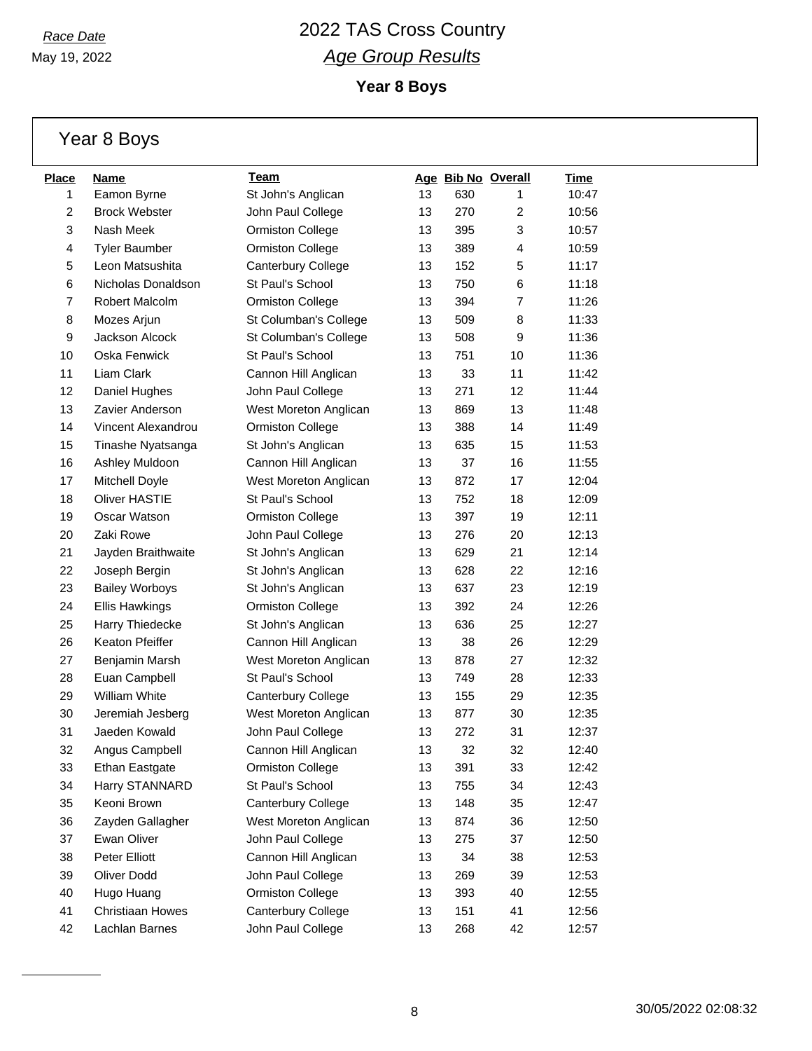*Race Date*

May 19, 2022

# 2022 TAS Cross Country

## *Age Group Results*

### Year 8 Boys

## Year 8 Boys

| Place | Name | Team | Age | Bib No | Overall | Time |
|---|---|---|---|---|---|---|
| 1 | Eamon Byrne | St John's Anglican | 13 | 630 | 1 | 10:47 |
| 2 | Brock Webster | John Paul College | 13 | 270 | 2 | 10:56 |
| 3 | Nash Meek | Ormiston College | 13 | 395 | 3 | 10:57 |
| 4 | Tyler Baumber | Ormiston College | 13 | 389 | 4 | 10:59 |
| 5 | Leon Matsushita | Canterbury College | 13 | 152 | 5 | 11:17 |
| 6 | Nicholas Donaldson | St Paul's School | 13 | 750 | 6 | 11:18 |
| 7 | Robert Malcolm | Ormiston College | 13 | 394 | 7 | 11:26 |
| 8 | Mozes Arjun | St Columban's College | 13 | 509 | 8 | 11:33 |
| 9 | Jackson Alcock | St Columban's College | 13 | 508 | 9 | 11:36 |
| 10 | Oska Fenwick | St Paul's School | 13 | 751 | 10 | 11:36 |
| 11 | Liam Clark | Cannon Hill Anglican | 13 | 33 | 11 | 11:42 |
| 12 | Daniel Hughes | John Paul College | 13 | 271 | 12 | 11:44 |
| 13 | Zavier Anderson | West Moreton Anglican | 13 | 869 | 13 | 11:48 |
| 14 | Vincent Alexandrou | Ormiston College | 13 | 388 | 14 | 11:49 |
| 15 | Tinashe Nyatsanga | St John's Anglican | 13 | 635 | 15 | 11:53 |
| 16 | Ashley Muldoon | Cannon Hill Anglican | 13 | 37 | 16 | 11:55 |
| 17 | Mitchell Doyle | West Moreton Anglican | 13 | 872 | 17 | 12:04 |
| 18 | Oliver HASTIE | St Paul's School | 13 | 752 | 18 | 12:09 |
| 19 | Oscar Watson | Ormiston College | 13 | 397 | 19 | 12:11 |
| 20 | Zaki Rowe | John Paul College | 13 | 276 | 20 | 12:13 |
| 21 | Jayden Braithwaite | St John's Anglican | 13 | 629 | 21 | 12:14 |
| 22 | Joseph Bergin | St John's Anglican | 13 | 628 | 22 | 12:16 |
| 23 | Bailey Worboys | St John's Anglican | 13 | 637 | 23 | 12:19 |
| 24 | Ellis Hawkings | Ormiston College | 13 | 392 | 24 | 12:26 |
| 25 | Harry Thiedecke | St John's Anglican | 13 | 636 | 25 | 12:27 |
| 26 | Keaton Pfeiffer | Cannon Hill Anglican | 13 | 38 | 26 | 12:29 |
| 27 | Benjamin Marsh | West Moreton Anglican | 13 | 878 | 27 | 12:32 |
| 28 | Euan Campbell | St Paul's School | 13 | 749 | 28 | 12:33 |
| 29 | William White | Canterbury College | 13 | 155 | 29 | 12:35 |
| 30 | Jeremiah Jesberg | West Moreton Anglican | 13 | 877 | 30 | 12:35 |
| 31 | Jaeden Kowald | John Paul College | 13 | 272 | 31 | 12:37 |
| 32 | Angus Campbell | Cannon Hill Anglican | 13 | 32 | 32 | 12:40 |
| 33 | Ethan Eastgate | Ormiston College | 13 | 391 | 33 | 12:42 |
| 34 | Harry STANNARD | St Paul's School | 13 | 755 | 34 | 12:43 |
| 35 | Keoni Brown | Canterbury College | 13 | 148 | 35 | 12:47 |
| 36 | Zayden Gallagher | West Moreton Anglican | 13 | 874 | 36 | 12:50 |
| 37 | Ewan Oliver | John Paul College | 13 | 275 | 37 | 12:50 |
| 38 | Peter Elliott | Cannon Hill Anglican | 13 | 34 | 38 | 12:53 |
| 39 | Oliver Dodd | John Paul College | 13 | 269 | 39 | 12:53 |
| 40 | Hugo Huang | Ormiston College | 13 | 393 | 40 | 12:55 |
| 41 | Christiaan Howes | Canterbury College | 13 | 151 | 41 | 12:56 |
| 42 | Lachlan Barnes | John Paul College | 13 | 268 | 42 | 12:57 |

30/05/2022 02:08:32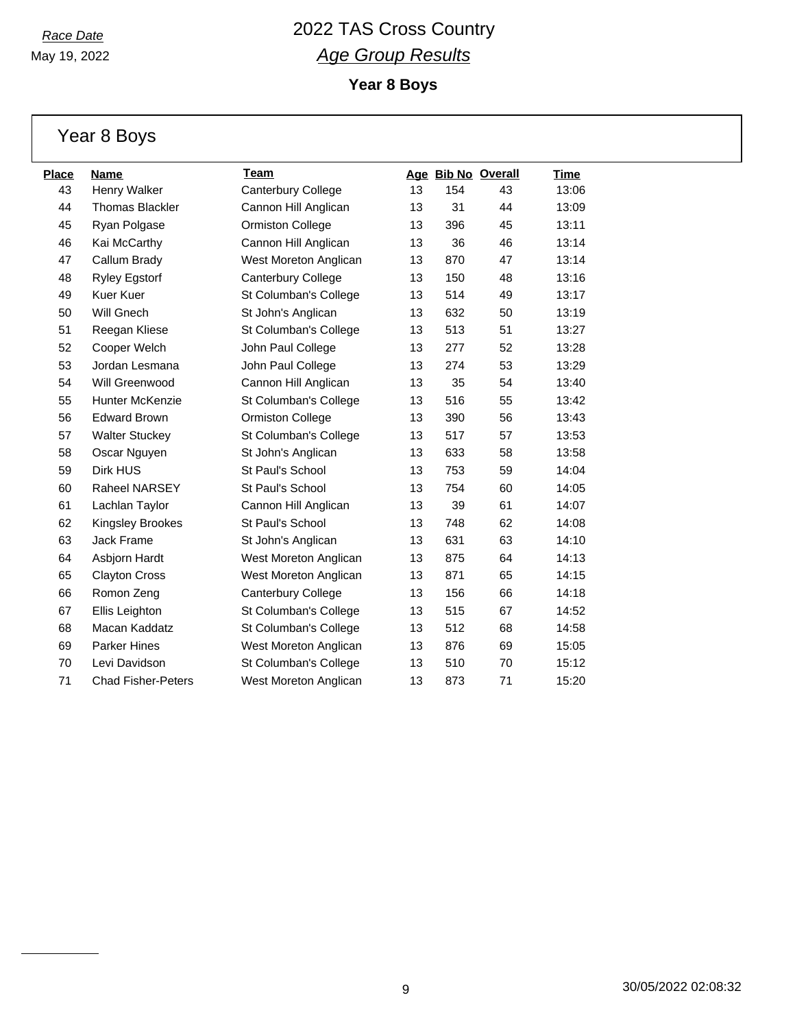*Race Date*

May 19, 2022

# 2022 TAS Cross Country

## *Age Group Results*

### Year 8 Boys

## Year 8 Boys

| Place | Name | Team | Age | Bib No | Overall | Time |
|---|---|---|---|---|---|---|
| 43 | Henry Walker | Canterbury College | 13 | 154 | 43 | 13:06 |
| 44 | Thomas Blackler | Cannon Hill Anglican | 13 | 31 | 44 | 13:09 |
| 45 | Ryan Polgase | Ormiston College | 13 | 396 | 45 | 13:11 |
| 46 | Kai McCarthy | Cannon Hill Anglican | 13 | 36 | 46 | 13:14 |
| 47 | Callum Brady | West Moreton Anglican | 13 | 870 | 47 | 13:14 |
| 48 | Ryley Egstorf | Canterbury College | 13 | 150 | 48 | 13:16 |
| 49 | Kuer Kuer | St Columban's College | 13 | 514 | 49 | 13:17 |
| 50 | Will Gnech | St John's Anglican | 13 | 632 | 50 | 13:19 |
| 51 | Reegan Kliese | St Columban's College | 13 | 513 | 51 | 13:27 |
| 52 | Cooper Welch | John Paul College | 13 | 277 | 52 | 13:28 |
| 53 | Jordan Lesmana | John Paul College | 13 | 274 | 53 | 13:29 |
| 54 | Will Greenwood | Cannon Hill Anglican | 13 | 35 | 54 | 13:40 |
| 55 | Hunter McKenzie | St Columban's College | 13 | 516 | 55 | 13:42 |
| 56 | Edward Brown | Ormiston College | 13 | 390 | 56 | 13:43 |
| 57 | Walter Stuckey | St Columban's College | 13 | 517 | 57 | 13:53 |
| 58 | Oscar Nguyen | St John's Anglican | 13 | 633 | 58 | 13:58 |
| 59 | Dirk HUS | St Paul's School | 13 | 753 | 59 | 14:04 |
| 60 | Raheel NARSEY | St Paul's School | 13 | 754 | 60 | 14:05 |
| 61 | Lachlan Taylor | Cannon Hill Anglican | 13 | 39 | 61 | 14:07 |
| 62 | Kingsley Brookes | St Paul's School | 13 | 748 | 62 | 14:08 |
| 63 | Jack Frame | St John's Anglican | 13 | 631 | 63 | 14:10 |
| 64 | Asbjorn Hardt | West Moreton Anglican | 13 | 875 | 64 | 14:13 |
| 65 | Clayton Cross | West Moreton Anglican | 13 | 871 | 65 | 14:15 |
| 66 | Romon Zeng | Canterbury College | 13 | 156 | 66 | 14:18 |
| 67 | Ellis Leighton | St Columban's College | 13 | 515 | 67 | 14:52 |
| 68 | Macan Kaddatz | St Columban's College | 13 | 512 | 68 | 14:58 |
| 69 | Parker Hines | West Moreton Anglican | 13 | 876 | 69 | 15:05 |
| 70 | Levi Davidson | St Columban's College | 13 | 510 | 70 | 15:12 |
| 71 | Chad Fisher-Peters | West Moreton Anglican | 13 | 873 | 71 | 15:20 |

30/05/2022 02:08:32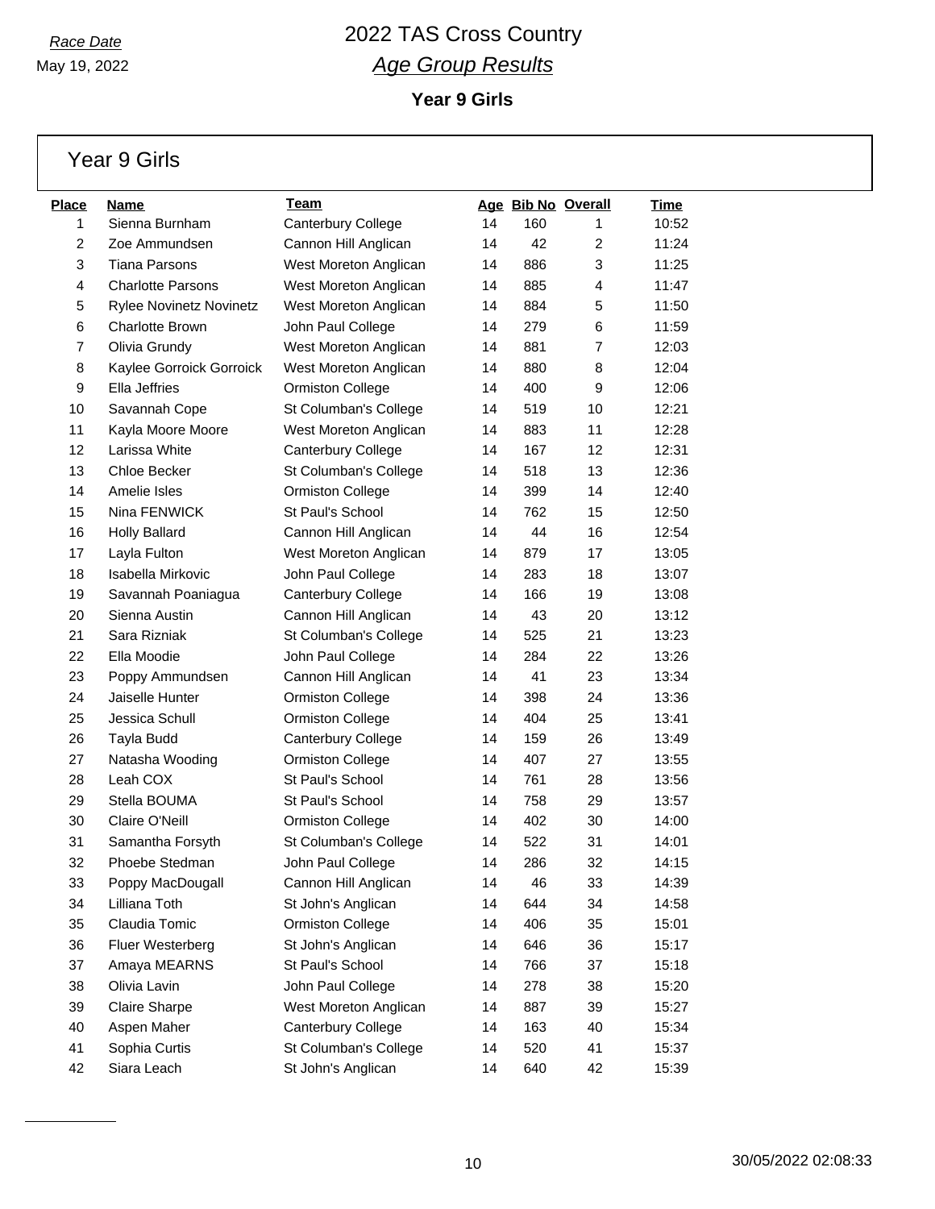Race Date

May 19, 2022

# 2022 TAS Cross Country

## Age Group Results

### Year 9 Girls

## Year 9 Girls

| Place | Name | Team | Age | Bib No | Overall | Time |
|---|---|---|---|---|---|---|
| 1 | Sienna Burnham | Canterbury College | 14 | 160 | 1 | 10:52 |
| 2 | Zoe Ammundsen | Cannon Hill Anglican | 14 | 42 | 2 | 11:24 |
| 3 | Tiana Parsons | West Moreton Anglican | 14 | 886 | 3 | 11:25 |
| 4 | Charlotte Parsons | West Moreton Anglican | 14 | 885 | 4 | 11:47 |
| 5 | Rylee Novinetz Novinetz | West Moreton Anglican | 14 | 884 | 5 | 11:50 |
| 6 | Charlotte Brown | John Paul College | 14 | 279 | 6 | 11:59 |
| 7 | Olivia Grundy | West Moreton Anglican | 14 | 881 | 7 | 12:03 |
| 8 | Kaylee Gorroick Gorroick | West Moreton Anglican | 14 | 880 | 8 | 12:04 |
| 9 | Ella Jeffries | Ormiston College | 14 | 400 | 9 | 12:06 |
| 10 | Savannah Cope | St Columban's College | 14 | 519 | 10 | 12:21 |
| 11 | Kayla Moore Moore | West Moreton Anglican | 14 | 883 | 11 | 12:28 |
| 12 | Larissa White | Canterbury College | 14 | 167 | 12 | 12:31 |
| 13 | Chloe Becker | St Columban's College | 14 | 518 | 13 | 12:36 |
| 14 | Amelie Isles | Ormiston College | 14 | 399 | 14 | 12:40 |
| 15 | Nina FENWICK | St Paul's School | 14 | 762 | 15 | 12:50 |
| 16 | Holly Ballard | Cannon Hill Anglican | 14 | 44 | 16 | 12:54 |
| 17 | Layla Fulton | West Moreton Anglican | 14 | 879 | 17 | 13:05 |
| 18 | Isabella Mirkovic | John Paul College | 14 | 283 | 18 | 13:07 |
| 19 | Savannah Poaniagua | Canterbury College | 14 | 166 | 19 | 13:08 |
| 20 | Sienna Austin | Cannon Hill Anglican | 14 | 43 | 20 | 13:12 |
| 21 | Sara Rizniak | St Columban's College | 14 | 525 | 21 | 13:23 |
| 22 | Ella Moodie | John Paul College | 14 | 284 | 22 | 13:26 |
| 23 | Poppy Ammundsen | Cannon Hill Anglican | 14 | 41 | 23 | 13:34 |
| 24 | Jaiselle Hunter | Ormiston College | 14 | 398 | 24 | 13:36 |
| 25 | Jessica Schull | Ormiston College | 14 | 404 | 25 | 13:41 |
| 26 | Tayla Budd | Canterbury College | 14 | 159 | 26 | 13:49 |
| 27 | Natasha Wooding | Ormiston College | 14 | 407 | 27 | 13:55 |
| 28 | Leah COX | St Paul's School | 14 | 761 | 28 | 13:56 |
| 29 | Stella BOUMA | St Paul's School | 14 | 758 | 29 | 13:57 |
| 30 | Claire O'Neill | Ormiston College | 14 | 402 | 30 | 14:00 |
| 31 | Samantha Forsyth | St Columban's College | 14 | 522 | 31 | 14:01 |
| 32 | Phoebe Stedman | John Paul College | 14 | 286 | 32 | 14:15 |
| 33 | Poppy MacDougall | Cannon Hill Anglican | 14 | 46 | 33 | 14:39 |
| 34 | Lilliana Toth | St John's Anglican | 14 | 644 | 34 | 14:58 |
| 35 | Claudia Tomic | Ormiston College | 14 | 406 | 35 | 15:01 |
| 36 | Fluer Westerberg | St John's Anglican | 14 | 646 | 36 | 15:17 |
| 37 | Amaya MEARNS | St Paul's School | 14 | 766 | 37 | 15:18 |
| 38 | Olivia Lavin | John Paul College | 14 | 278 | 38 | 15:20 |
| 39 | Claire Sharpe | West Moreton Anglican | 14 | 887 | 39 | 15:27 |
| 40 | Aspen Maher | Canterbury College | 14 | 163 | 40 | 15:34 |
| 41 | Sophia Curtis | St Columban's College | 14 | 520 | 41 | 15:37 |
| 42 | Siara Leach | St John's Anglican | 14 | 640 | 42 | 15:39 |

30/05/2022 02:08:33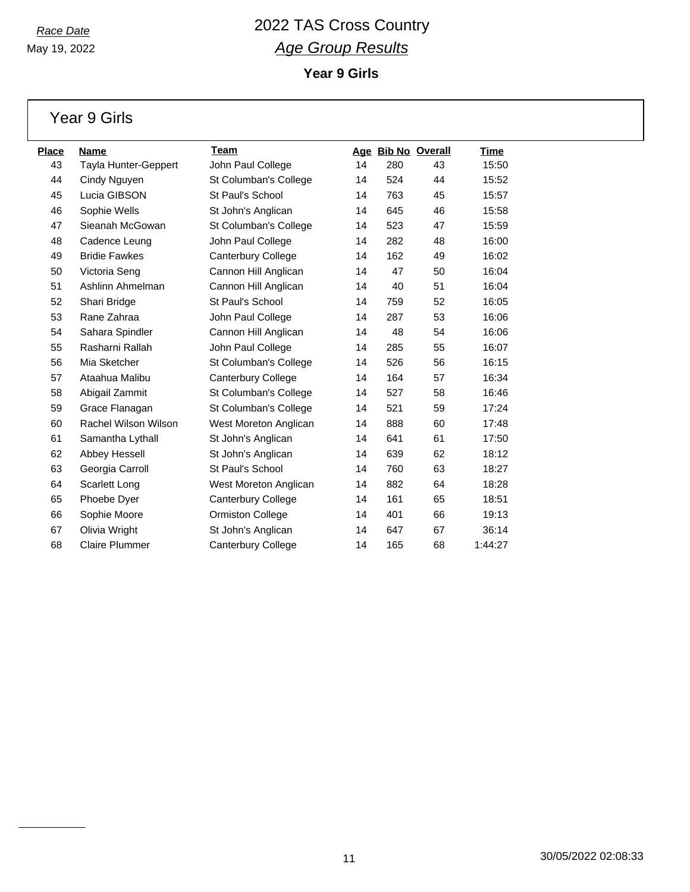Race Date
May 19, 2022

# 2022 TAS Cross Country
## *Age Group Results*
### Year 9 Girls

## Year 9 Girls

| Place | Name | Team | Age | Bib No | Overall | Time |
|---|---|---|---|---|---|---|
| 43 | Tayla Hunter-Geppert | John Paul College | 14 | 280 | 43 | 15:50 |
| 44 | Cindy Nguyen | St Columban's College | 14 | 524 | 44 | 15:52 |
| 45 | Lucia GIBSON | St Paul's School | 14 | 763 | 45 | 15:57 |
| 46 | Sophie Wells | St John's Anglican | 14 | 645 | 46 | 15:58 |
| 47 | Sieanah McGowan | St Columban's College | 14 | 523 | 47 | 15:59 |
| 48 | Cadence Leung | John Paul College | 14 | 282 | 48 | 16:00 |
| 49 | Bridie Fawkes | Canterbury College | 14 | 162 | 49 | 16:02 |
| 50 | Victoria Seng | Cannon Hill Anglican | 14 | 47 | 50 | 16:04 |
| 51 | Ashlinn Ahmelman | Cannon Hill Anglican | 14 | 40 | 51 | 16:04 |
| 52 | Shari Bridge | St Paul's School | 14 | 759 | 52 | 16:05 |
| 53 | Rane Zahraa | John Paul College | 14 | 287 | 53 | 16:06 |
| 54 | Sahara Spindler | Cannon Hill Anglican | 14 | 48 | 54 | 16:06 |
| 55 | Rasharni Rallah | John Paul College | 14 | 285 | 55 | 16:07 |
| 56 | Mia Sketcher | St Columban's College | 14 | 526 | 56 | 16:15 |
| 57 | Ataahua Malibu | Canterbury College | 14 | 164 | 57 | 16:34 |
| 58 | Abigail Zammit | St Columban's College | 14 | 527 | 58 | 16:46 |
| 59 | Grace Flanagan | St Columban's College | 14 | 521 | 59 | 17:24 |
| 60 | Rachel Wilson Wilson | West Moreton Anglican | 14 | 888 | 60 | 17:48 |
| 61 | Samantha Lythall | St John's Anglican | 14 | 641 | 61 | 17:50 |
| 62 | Abbey Hessell | St John's Anglican | 14 | 639 | 62 | 18:12 |
| 63 | Georgia Carroll | St Paul's School | 14 | 760 | 63 | 18:27 |
| 64 | Scarlett Long | West Moreton Anglican | 14 | 882 | 64 | 18:28 |
| 65 | Phoebe Dyer | Canterbury College | 14 | 161 | 65 | 18:51 |
| 66 | Sophie Moore | Ormiston College | 14 | 401 | 66 | 19:13 |
| 67 | Olivia Wright | St John's Anglican | 14 | 647 | 67 | 36:14 |
| 68 | Claire Plummer | Canterbury College | 14 | 165 | 68 | 1:44:27 |

30/05/2022 02:08:33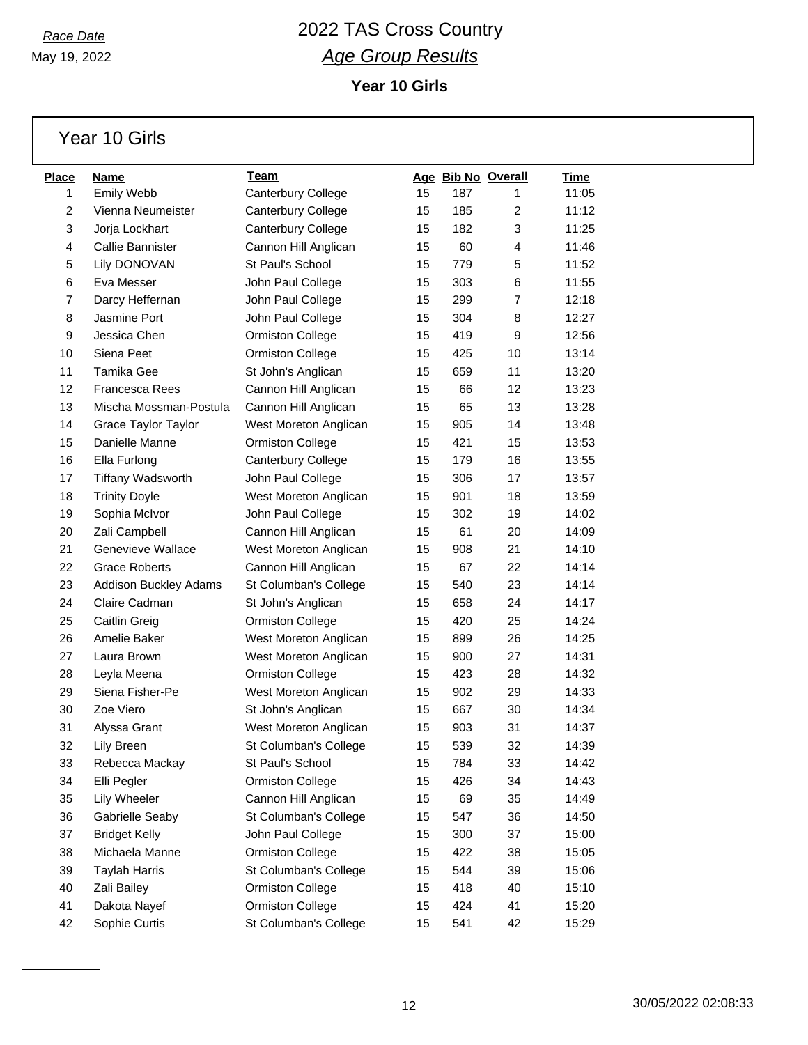*Race Date*
May 19, 2022

# 2022 TAS Cross Country
## *Age Group Results*
### Year 10 Girls

## Year 10 Girls

| Place | Name | Team | Age | Bib No | Overall | Time |
|---|---|---|---|---|---|---|
| 1 | Emily Webb | Canterbury College | 15 | 187 | 1 | 11:05 |
| 2 | Vienna Neumeister | Canterbury College | 15 | 185 | 2 | 11:12 |
| 3 | Jorja Lockhart | Canterbury College | 15 | 182 | 3 | 11:25 |
| 4 | Callie Bannister | Cannon Hill Anglican | 15 | 60 | 4 | 11:46 |
| 5 | Lily DONOVAN | St Paul's School | 15 | 779 | 5 | 11:52 |
| 6 | Eva Messer | John Paul College | 15 | 303 | 6 | 11:55 |
| 7 | Darcy Heffernan | John Paul College | 15 | 299 | 7 | 12:18 |
| 8 | Jasmine Port | John Paul College | 15 | 304 | 8 | 12:27 |
| 9 | Jessica Chen | Ormiston College | 15 | 419 | 9 | 12:56 |
| 10 | Siena Peet | Ormiston College | 15 | 425 | 10 | 13:14 |
| 11 | Tamika Gee | St John's Anglican | 15 | 659 | 11 | 13:20 |
| 12 | Francesca Rees | Cannon Hill Anglican | 15 | 66 | 12 | 13:23 |
| 13 | Mischa Mossman-Postula | Cannon Hill Anglican | 15 | 65 | 13 | 13:28 |
| 14 | Grace Taylor Taylor | West Moreton Anglican | 15 | 905 | 14 | 13:48 |
| 15 | Danielle Manne | Ormiston College | 15 | 421 | 15 | 13:53 |
| 16 | Ella Furlong | Canterbury College | 15 | 179 | 16 | 13:55 |
| 17 | Tiffany Wadsworth | John Paul College | 15 | 306 | 17 | 13:57 |
| 18 | Trinity Doyle | West Moreton Anglican | 15 | 901 | 18 | 13:59 |
| 19 | Sophia McIvor | John Paul College | 15 | 302 | 19 | 14:02 |
| 20 | Zali Campbell | Cannon Hill Anglican | 15 | 61 | 20 | 14:09 |
| 21 | Genevieve Wallace | West Moreton Anglican | 15 | 908 | 21 | 14:10 |
| 22 | Grace Roberts | Cannon Hill Anglican | 15 | 67 | 22 | 14:14 |
| 23 | Addison Buckley Adams | St Columban's College | 15 | 540 | 23 | 14:14 |
| 24 | Claire Cadman | St John's Anglican | 15 | 658 | 24 | 14:17 |
| 25 | Caitlin Greig | Ormiston College | 15 | 420 | 25 | 14:24 |
| 26 | Amelie Baker | West Moreton Anglican | 15 | 899 | 26 | 14:25 |
| 27 | Laura Brown | West Moreton Anglican | 15 | 900 | 27 | 14:31 |
| 28 | Leyla Meena | Ormiston College | 15 | 423 | 28 | 14:32 |
| 29 | Siena Fisher-Pe | West Moreton Anglican | 15 | 902 | 29 | 14:33 |
| 30 | Zoe Viero | St John's Anglican | 15 | 667 | 30 | 14:34 |
| 31 | Alyssa Grant | West Moreton Anglican | 15 | 903 | 31 | 14:37 |
| 32 | Lily Breen | St Columban's College | 15 | 539 | 32 | 14:39 |
| 33 | Rebecca Mackay | St Paul's School | 15 | 784 | 33 | 14:42 |
| 34 | Elli Pegler | Ormiston College | 15 | 426 | 34 | 14:43 |
| 35 | Lily Wheeler | Cannon Hill Anglican | 15 | 69 | 35 | 14:49 |
| 36 | Gabrielle Seaby | St Columban's College | 15 | 547 | 36 | 14:50 |
| 37 | Bridget Kelly | John Paul College | 15 | 300 | 37 | 15:00 |
| 38 | Michaela Manne | Ormiston College | 15 | 422 | 38 | 15:05 |
| 39 | Taylah Harris | St Columban's College | 15 | 544 | 39 | 15:06 |
| 40 | Zali Bailey | Ormiston College | 15 | 418 | 40 | 15:10 |
| 41 | Dakota Nayef | Ormiston College | 15 | 424 | 41 | 15:20 |
| 42 | Sophie Curtis | St Columban's College | 15 | 541 | 42 | 15:29 |

30/05/2022 02:08:33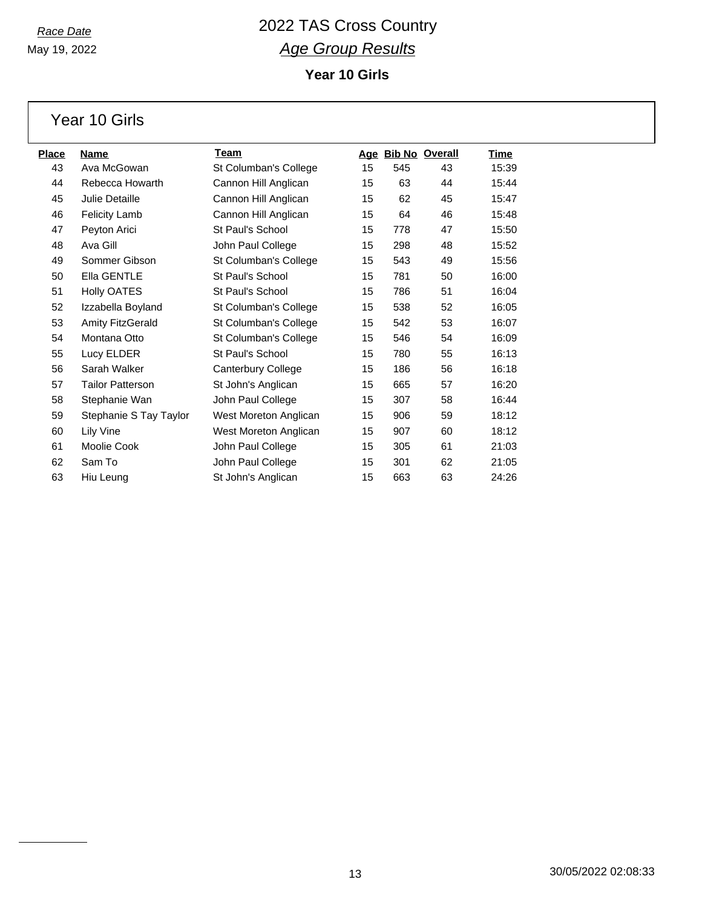*Race Date*

May 19, 2022

# 2022 TAS Cross Country

## *Age Group Results*

### Year 10 Girls

## Year 10 Girls

| Place | Name | Team | Age | Bib No | Overall | Time |
|---|---|---|---|---|---|---|
| 43 | Ava McGowan | St Columban's College | 15 | 545 | 43 | 15:39 |
| 44 | Rebecca Howarth | Cannon Hill Anglican | 15 | 63 | 44 | 15:44 |
| 45 | Julie Detaille | Cannon Hill Anglican | 15 | 62 | 45 | 15:47 |
| 46 | Felicity Lamb | Cannon Hill Anglican | 15 | 64 | 46 | 15:48 |
| 47 | Peyton Arici | St Paul's School | 15 | 778 | 47 | 15:50 |
| 48 | Ava Gill | John Paul College | 15 | 298 | 48 | 15:52 |
| 49 | Sommer Gibson | St Columban's College | 15 | 543 | 49 | 15:56 |
| 50 | Ella GENTLE | St Paul's School | 15 | 781 | 50 | 16:00 |
| 51 | Holly OATES | St Paul's School | 15 | 786 | 51 | 16:04 |
| 52 | Izzabella Boyland | St Columban's College | 15 | 538 | 52 | 16:05 |
| 53 | Amity FitzGerald | St Columban's College | 15 | 542 | 53 | 16:07 |
| 54 | Montana Otto | St Columban's College | 15 | 546 | 54 | 16:09 |
| 55 | Lucy ELDER | St Paul's School | 15 | 780 | 55 | 16:13 |
| 56 | Sarah Walker | Canterbury College | 15 | 186 | 56 | 16:18 |
| 57 | Tailor Patterson | St John's Anglican | 15 | 665 | 57 | 16:20 |
| 58 | Stephanie Wan | John Paul College | 15 | 307 | 58 | 16:44 |
| 59 | Stephanie S Tay Taylor | West Moreton Anglican | 15 | 906 | 59 | 18:12 |
| 60 | Lily Vine | West Moreton Anglican | 15 | 907 | 60 | 18:12 |
| 61 | Moolie Cook | John Paul College | 15 | 305 | 61 | 21:03 |
| 62 | Sam To | John Paul College | 15 | 301 | 62 | 21:05 |
| 63 | Hiu Leung | St John's Anglican | 15 | 663 | 63 | 24:26 |

30/05/2022 02:08:33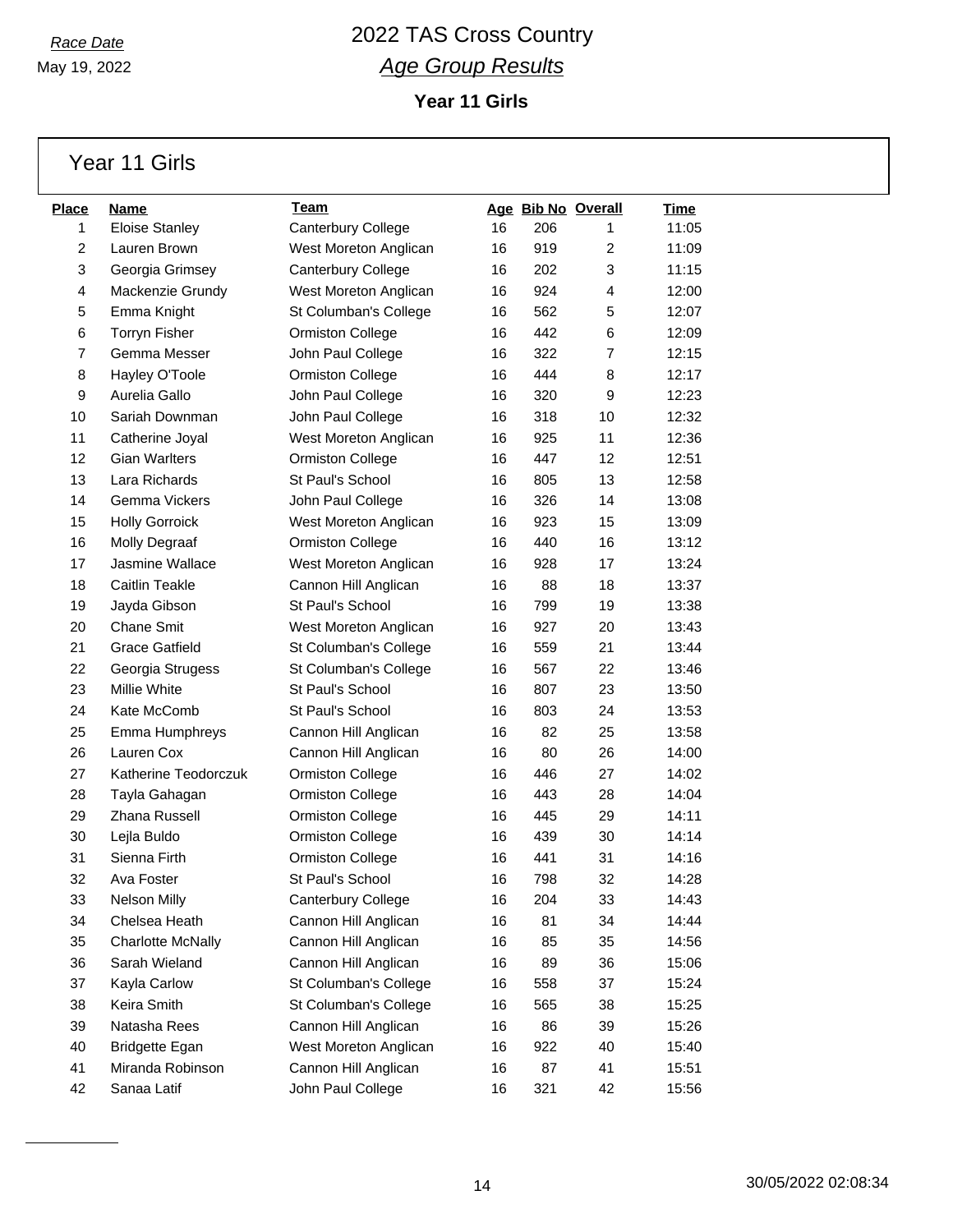*Race Date*

May 19, 2022

# 2022 TAS Cross Country

## *Age Group Results*

### Year 11 Girls

## Year 11 Girls

| Place | Name | Team | Age | Bib No | Overall | Time |
|---|---|---|---|---|---|---|
| 1 | Eloise Stanley | Canterbury College | 16 | 206 | 1 | 11:05 |
| 2 | Lauren Brown | West Moreton Anglican | 16 | 919 | 2 | 11:09 |
| 3 | Georgia Grimsey | Canterbury College | 16 | 202 | 3 | 11:15 |
| 4 | Mackenzie Grundy | West Moreton Anglican | 16 | 924 | 4 | 12:00 |
| 5 | Emma Knight | St Columban's College | 16 | 562 | 5 | 12:07 |
| 6 | Torryn Fisher | Ormiston College | 16 | 442 | 6 | 12:09 |
| 7 | Gemma Messer | John Paul College | 16 | 322 | 7 | 12:15 |
| 8 | Hayley O'Toole | Ormiston College | 16 | 444 | 8 | 12:17 |
| 9 | Aurelia Gallo | John Paul College | 16 | 320 | 9 | 12:23 |
| 10 | Sariah Downman | John Paul College | 16 | 318 | 10 | 12:32 |
| 11 | Catherine Joyal | West Moreton Anglican | 16 | 925 | 11 | 12:36 |
| 12 | Gian Warlters | Ormiston College | 16 | 447 | 12 | 12:51 |
| 13 | Lara Richards | St Paul's School | 16 | 805 | 13 | 12:58 |
| 14 | Gemma Vickers | John Paul College | 16 | 326 | 14 | 13:08 |
| 15 | Holly Gorroick | West Moreton Anglican | 16 | 923 | 15 | 13:09 |
| 16 | Molly Degraaf | Ormiston College | 16 | 440 | 16 | 13:12 |
| 17 | Jasmine Wallace | West Moreton Anglican | 16 | 928 | 17 | 13:24 |
| 18 | Caitlin Teakle | Cannon Hill Anglican | 16 | 88 | 18 | 13:37 |
| 19 | Jayda Gibson | St Paul's School | 16 | 799 | 19 | 13:38 |
| 20 | Chane Smit | West Moreton Anglican | 16 | 927 | 20 | 13:43 |
| 21 | Grace Gatfield | St Columban's College | 16 | 559 | 21 | 13:44 |
| 22 | Georgia Strugess | St Columban's College | 16 | 567 | 22 | 13:46 |
| 23 | Millie White | St Paul's School | 16 | 807 | 23 | 13:50 |
| 24 | Kate McComb | St Paul's School | 16 | 803 | 24 | 13:53 |
| 25 | Emma Humphreys | Cannon Hill Anglican | 16 | 82 | 25 | 13:58 |
| 26 | Lauren Cox | Cannon Hill Anglican | 16 | 80 | 26 | 14:00 |
| 27 | Katherine Teodorczuk | Ormiston College | 16 | 446 | 27 | 14:02 |
| 28 | Tayla Gahagan | Ormiston College | 16 | 443 | 28 | 14:04 |
| 29 | Zhana Russell | Ormiston College | 16 | 445 | 29 | 14:11 |
| 30 | Lejla Buldo | Ormiston College | 16 | 439 | 30 | 14:14 |
| 31 | Sienna Firth | Ormiston College | 16 | 441 | 31 | 14:16 |
| 32 | Ava Foster | St Paul's School | 16 | 798 | 32 | 14:28 |
| 33 | Nelson Milly | Canterbury College | 16 | 204 | 33 | 14:43 |
| 34 | Chelsea Heath | Cannon Hill Anglican | 16 | 81 | 34 | 14:44 |
| 35 | Charlotte McNally | Cannon Hill Anglican | 16 | 85 | 35 | 14:56 |
| 36 | Sarah Wieland | Cannon Hill Anglican | 16 | 89 | 36 | 15:06 |
| 37 | Kayla Carlow | St Columban's College | 16 | 558 | 37 | 15:24 |
| 38 | Keira Smith | St Columban's College | 16 | 565 | 38 | 15:25 |
| 39 | Natasha Rees | Cannon Hill Anglican | 16 | 86 | 39 | 15:26 |
| 40 | Bridgette Egan | West Moreton Anglican | 16 | 922 | 40 | 15:40 |
| 41 | Miranda Robinson | Cannon Hill Anglican | 16 | 87 | 41 | 15:51 |
| 42 | Sanaa Latif | John Paul College | 16 | 321 | 42 | 15:56 |

30/05/2022 02:08:34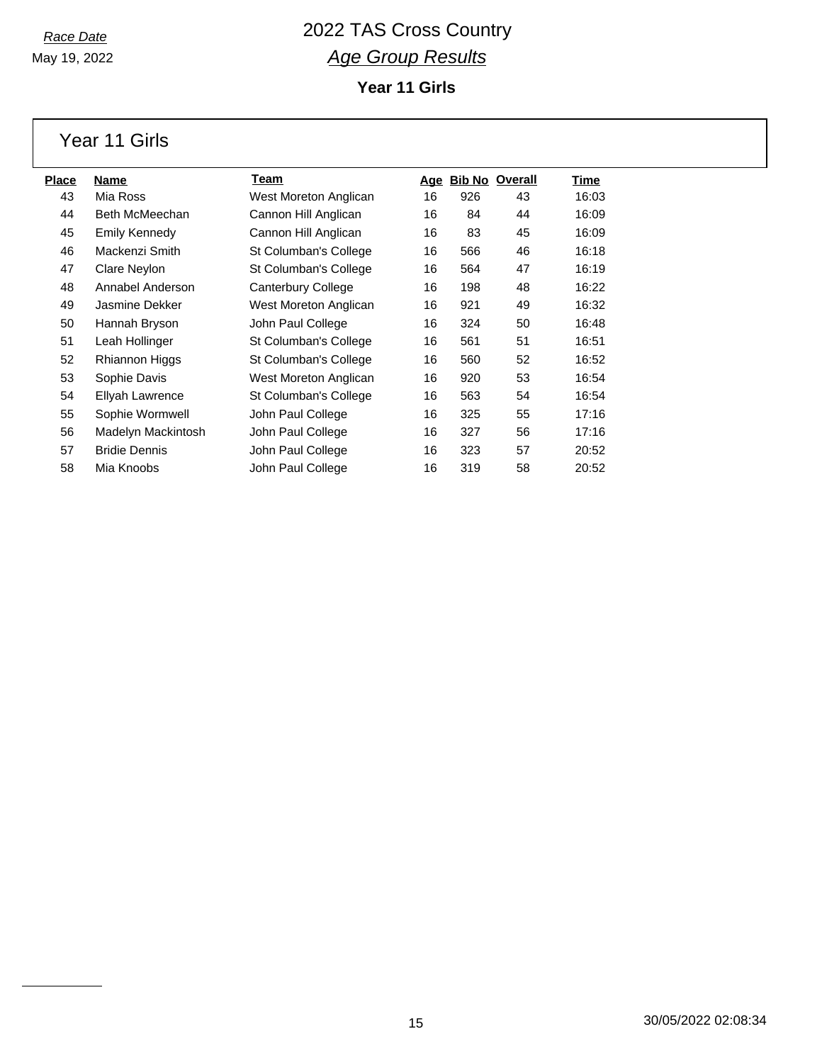*Race Date*
May 19, 2022

# 2022 TAS Cross Country

## *Age Group Results*

### Year 11 Girls

## Year 11 Girls

| Place | Name | Team | Age | Bib No | Overall | Time |
|---|---|---|---|---|---|---|
| 43 | Mia Ross | West Moreton Anglican | 16 | 926 | 43 | 16:03 |
| 44 | Beth McMeechan | Cannon Hill Anglican | 16 | 84 | 44 | 16:09 |
| 45 | Emily Kennedy | Cannon Hill Anglican | 16 | 83 | 45 | 16:09 |
| 46 | Mackenzi Smith | St Columban's College | 16 | 566 | 46 | 16:18 |
| 47 | Clare Neylon | St Columban's College | 16 | 564 | 47 | 16:19 |
| 48 | Annabel Anderson | Canterbury College | 16 | 198 | 48 | 16:22 |
| 49 | Jasmine Dekker | West Moreton Anglican | 16 | 921 | 49 | 16:32 |
| 50 | Hannah Bryson | John Paul College | 16 | 324 | 50 | 16:48 |
| 51 | Leah Hollinger | St Columban's College | 16 | 561 | 51 | 16:51 |
| 52 | Rhiannon Higgs | St Columban's College | 16 | 560 | 52 | 16:52 |
| 53 | Sophie Davis | West Moreton Anglican | 16 | 920 | 53 | 16:54 |
| 54 | Ellyah Lawrence | St Columban's College | 16 | 563 | 54 | 16:54 |
| 55 | Sophie Wormwell | John Paul College | 16 | 325 | 55 | 17:16 |
| 56 | Madelyn Mackintosh | John Paul College | 16 | 327 | 56 | 17:16 |
| 57 | Bridie Dennis | John Paul College | 16 | 323 | 57 | 20:52 |
| 58 | Mia Knoobs | John Paul College | 16 | 319 | 58 | 20:52 |

30/05/2022 02:08:34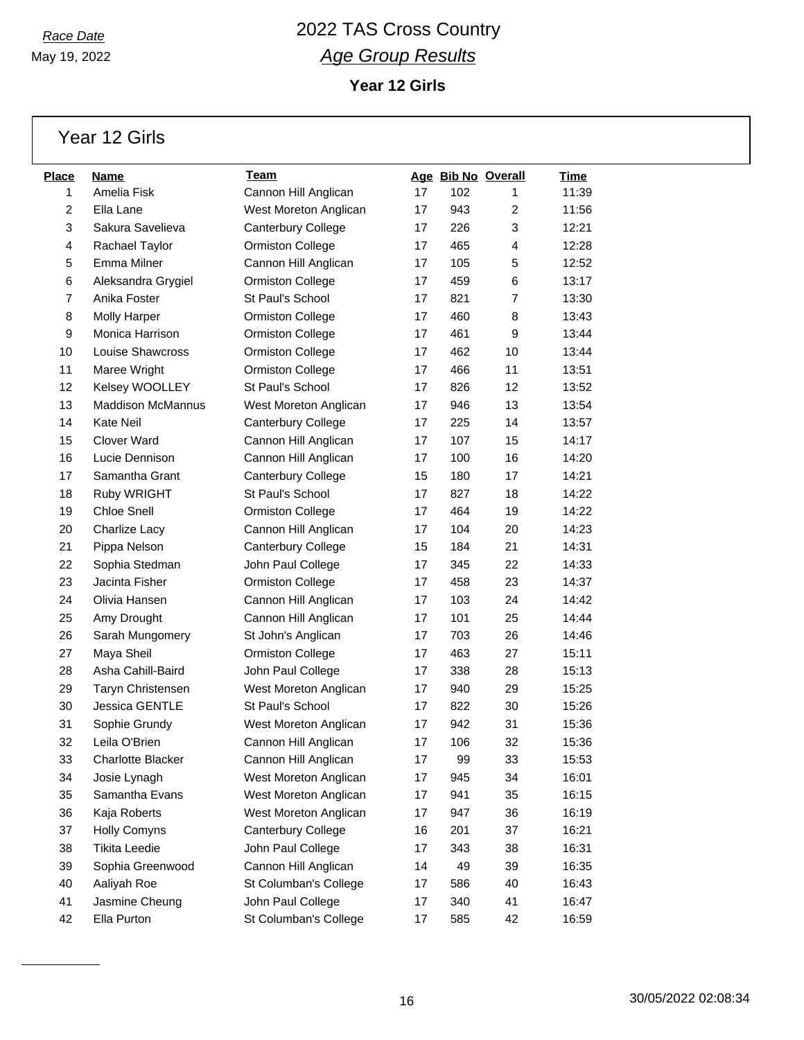Race Date

May 19, 2022

# 2022 TAS Cross Country

## *Age Group Results*

### Year 12 Girls

## Year 12 Girls

| Place | Name | Team | Age | Bib No | Overall | Time |
|---|---|---|---|---|---|---|
| 1 | Amelia Fisk | Cannon Hill Anglican | 17 | 102 | 1 | 11:39 |
| 2 | Ella Lane | West Moreton Anglican | 17 | 943 | 2 | 11:56 |
| 3 | Sakura Savelieva | Canterbury College | 17 | 226 | 3 | 12:21 |
| 4 | Rachael Taylor | Ormiston College | 17 | 465 | 4 | 12:28 |
| 5 | Emma Milner | Cannon Hill Anglican | 17 | 105 | 5 | 12:52 |
| 6 | Aleksandra Grygiel | Ormiston College | 17 | 459 | 6 | 13:17 |
| 7 | Anika Foster | St Paul's School | 17 | 821 | 7 | 13:30 |
| 8 | Molly Harper | Ormiston College | 17 | 460 | 8 | 13:43 |
| 9 | Monica Harrison | Ormiston College | 17 | 461 | 9 | 13:44 |
| 10 | Louise Shawcross | Ormiston College | 17 | 462 | 10 | 13:44 |
| 11 | Maree Wright | Ormiston College | 17 | 466 | 11 | 13:51 |
| 12 | Kelsey WOOLLEY | St Paul's School | 17 | 826 | 12 | 13:52 |
| 13 | Maddison McMannus | West Moreton Anglican | 17 | 946 | 13 | 13:54 |
| 14 | Kate Neil | Canterbury College | 17 | 225 | 14 | 13:57 |
| 15 | Clover Ward | Cannon Hill Anglican | 17 | 107 | 15 | 14:17 |
| 16 | Lucie Dennison | Cannon Hill Anglican | 17 | 100 | 16 | 14:20 |
| 17 | Samantha Grant | Canterbury College | 15 | 180 | 17 | 14:21 |
| 18 | Ruby WRIGHT | St Paul's School | 17 | 827 | 18 | 14:22 |
| 19 | Chloe Snell | Ormiston College | 17 | 464 | 19 | 14:22 |
| 20 | Charlize Lacy | Cannon Hill Anglican | 17 | 104 | 20 | 14:23 |
| 21 | Pippa Nelson | Canterbury College | 15 | 184 | 21 | 14:31 |
| 22 | Sophia Stedman | John Paul College | 17 | 345 | 22 | 14:33 |
| 23 | Jacinta Fisher | Ormiston College | 17 | 458 | 23 | 14:37 |
| 24 | Olivia Hansen | Cannon Hill Anglican | 17 | 103 | 24 | 14:42 |
| 25 | Amy Drought | Cannon Hill Anglican | 17 | 101 | 25 | 14:44 |
| 26 | Sarah Mungomery | St John's Anglican | 17 | 703 | 26 | 14:46 |
| 27 | Maya Sheil | Ormiston College | 17 | 463 | 27 | 15:11 |
| 28 | Asha Cahill-Baird | John Paul College | 17 | 338 | 28 | 15:13 |
| 29 | Taryn Christensen | West Moreton Anglican | 17 | 940 | 29 | 15:25 |
| 30 | Jessica GENTLE | St Paul's School | 17 | 822 | 30 | 15:26 |
| 31 | Sophie Grundy | West Moreton Anglican | 17 | 942 | 31 | 15:36 |
| 32 | Leila O'Brien | Cannon Hill Anglican | 17 | 106 | 32 | 15:36 |
| 33 | Charlotte Blacker | Cannon Hill Anglican | 17 | 99 | 33 | 15:53 |
| 34 | Josie Lynagh | West Moreton Anglican | 17 | 945 | 34 | 16:01 |
| 35 | Samantha Evans | West Moreton Anglican | 17 | 941 | 35 | 16:15 |
| 36 | Kaja Roberts | West Moreton Anglican | 17 | 947 | 36 | 16:19 |
| 37 | Holly Comyns | Canterbury College | 16 | 201 | 37 | 16:21 |
| 38 | Tikita Leedie | John Paul College | 17 | 343 | 38 | 16:31 |
| 39 | Sophia Greenwood | Cannon Hill Anglican | 14 | 49 | 39 | 16:35 |
| 40 | Aaliyah Roe | St Columban's College | 17 | 586 | 40 | 16:43 |
| 41 | Jasmine Cheung | John Paul College | 17 | 340 | 41 | 16:47 |
| 42 | Ella Purton | St Columban's College | 17 | 585 | 42 | 16:59 |

30/05/2022 02:08:34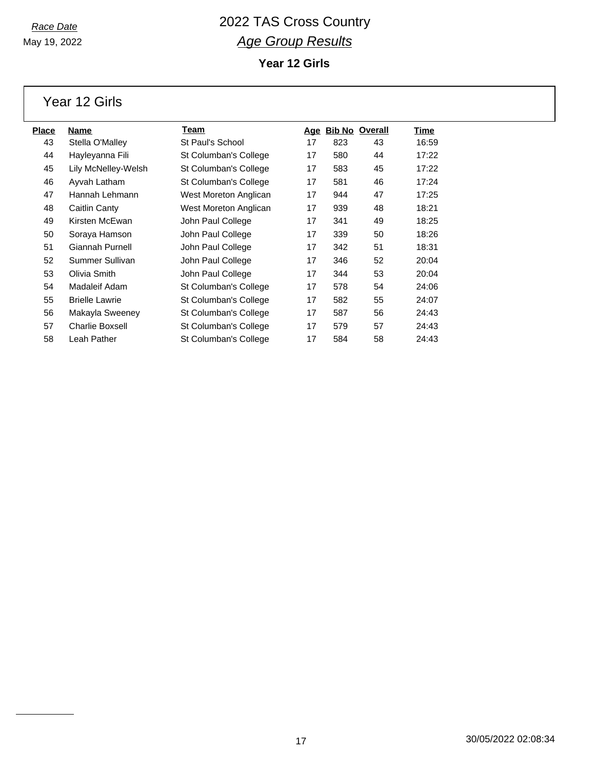*Race Date*
May 19, 2022

# 2022 TAS Cross Country

## *Age Group Results*

### Year 12 Girls

## Year 12 Girls

| Place | Name | Team | Age | Bib No | Overall | Time |
|---|---|---|---|---|---|---|
| 43 | Stella O'Malley | St Paul's School | 17 | 823 | 43 | 16:59 |
| 44 | Hayleyanna Fili | St Columban's College | 17 | 580 | 44 | 17:22 |
| 45 | Lily McNelley-Welsh | St Columban's College | 17 | 583 | 45 | 17:22 |
| 46 | Ayvah Latham | St Columban's College | 17 | 581 | 46 | 17:24 |
| 47 | Hannah Lehmann | West Moreton Anglican | 17 | 944 | 47 | 17:25 |
| 48 | Caitlin Canty | West Moreton Anglican | 17 | 939 | 48 | 18:21 |
| 49 | Kirsten McEwan | John Paul College | 17 | 341 | 49 | 18:25 |
| 50 | Soraya Hamson | John Paul College | 17 | 339 | 50 | 18:26 |
| 51 | Giannah Purnell | John Paul College | 17 | 342 | 51 | 18:31 |
| 52 | Summer Sullivan | John Paul College | 17 | 346 | 52 | 20:04 |
| 53 | Olivia Smith | John Paul College | 17 | 344 | 53 | 20:04 |
| 54 | Madaleif Adam | St Columban's College | 17 | 578 | 54 | 24:06 |
| 55 | Brielle Lawrie | St Columban's College | 17 | 582 | 55 | 24:07 |
| 56 | Makayla Sweeney | St Columban's College | 17 | 587 | 56 | 24:43 |
| 57 | Charlie Boxsell | St Columban's College | 17 | 579 | 57 | 24:43 |
| 58 | Leah Pather | St Columban's College | 17 | 584 | 58 | 24:43 |

30/05/2022 02:08:34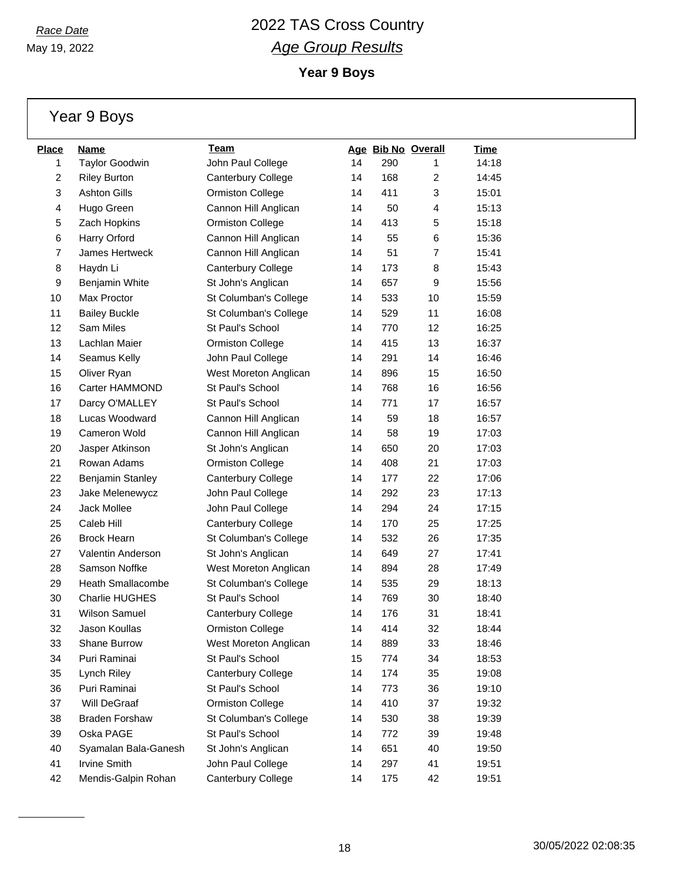*Race Date*
May 19, 2022

# 2022 TAS Cross Country
## *Age Group Results*
### Year 9 Boys

## Year 9 Boys

| Place | Name | Team | Age | Bib No | Overall | Time |
|---|---|---|---|---|---|---|
| 1 | Taylor Goodwin | John Paul College | 14 | 290 | 1 | 14:18 |
| 2 | Riley Burton | Canterbury College | 14 | 168 | 2 | 14:45 |
| 3 | Ashton Gills | Ormiston College | 14 | 411 | 3 | 15:01 |
| 4 | Hugo Green | Cannon Hill Anglican | 14 | 50 | 4 | 15:13 |
| 5 | Zach Hopkins | Ormiston College | 14 | 413 | 5 | 15:18 |
| 6 | Harry Orford | Cannon Hill Anglican | 14 | 55 | 6 | 15:36 |
| 7 | James Hertweck | Cannon Hill Anglican | 14 | 51 | 7 | 15:41 |
| 8 | Haydn Li | Canterbury College | 14 | 173 | 8 | 15:43 |
| 9 | Benjamin White | St John's Anglican | 14 | 657 | 9 | 15:56 |
| 10 | Max Proctor | St Columban's College | 14 | 533 | 10 | 15:59 |
| 11 | Bailey Buckle | St Columban's College | 14 | 529 | 11 | 16:08 |
| 12 | Sam Miles | St Paul's School | 14 | 770 | 12 | 16:25 |
| 13 | Lachlan Maier | Ormiston College | 14 | 415 | 13 | 16:37 |
| 14 | Seamus Kelly | John Paul College | 14 | 291 | 14 | 16:46 |
| 15 | Oliver Ryan | West Moreton Anglican | 14 | 896 | 15 | 16:50 |
| 16 | Carter HAMMOND | St Paul's School | 14 | 768 | 16 | 16:56 |
| 17 | Darcy O'MALLEY | St Paul's School | 14 | 771 | 17 | 16:57 |
| 18 | Lucas Woodward | Cannon Hill Anglican | 14 | 59 | 18 | 16:57 |
| 19 | Cameron Wold | Cannon Hill Anglican | 14 | 58 | 19 | 17:03 |
| 20 | Jasper Atkinson | St John's Anglican | 14 | 650 | 20 | 17:03 |
| 21 | Rowan Adams | Ormiston College | 14 | 408 | 21 | 17:03 |
| 22 | Benjamin Stanley | Canterbury College | 14 | 177 | 22 | 17:06 |
| 23 | Jake Melenewycz | John Paul College | 14 | 292 | 23 | 17:13 |
| 24 | Jack Mollee | John Paul College | 14 | 294 | 24 | 17:15 |
| 25 | Caleb Hill | Canterbury College | 14 | 170 | 25 | 17:25 |
| 26 | Brock Hearn | St Columban's College | 14 | 532 | 26 | 17:35 |
| 27 | Valentin Anderson | St John's Anglican | 14 | 649 | 27 | 17:41 |
| 28 | Samson Noffke | West Moreton Anglican | 14 | 894 | 28 | 17:49 |
| 29 | Heath Smallacombe | St Columban's College | 14 | 535 | 29 | 18:13 |
| 30 | Charlie HUGHES | St Paul's School | 14 | 769 | 30 | 18:40 |
| 31 | Wilson Samuel | Canterbury College | 14 | 176 | 31 | 18:41 |
| 32 | Jason Koullas | Ormiston College | 14 | 414 | 32 | 18:44 |
| 33 | Shane Burrow | West Moreton Anglican | 14 | 889 | 33 | 18:46 |
| 34 | Puri Raminai | St Paul's School | 15 | 774 | 34 | 18:53 |
| 35 | Lynch Riley | Canterbury College | 14 | 174 | 35 | 19:08 |
| 36 | Puri Raminai | St Paul's School | 14 | 773 | 36 | 19:10 |
| 37 | Will DeGraaf | Ormiston College | 14 | 410 | 37 | 19:32 |
| 38 | Braden Forshaw | St Columban's College | 14 | 530 | 38 | 19:39 |
| 39 | Oska PAGE | St Paul's School | 14 | 772 | 39 | 19:48 |
| 40 | Syamalan Bala-Ganesh | St John's Anglican | 14 | 651 | 40 | 19:50 |
| 41 | Irvine Smith | John Paul College | 14 | 297 | 41 | 19:51 |
| 42 | Mendis-Galpin Rohan | Canterbury College | 14 | 175 | 42 | 19:51 |

30/05/2022 02:08:35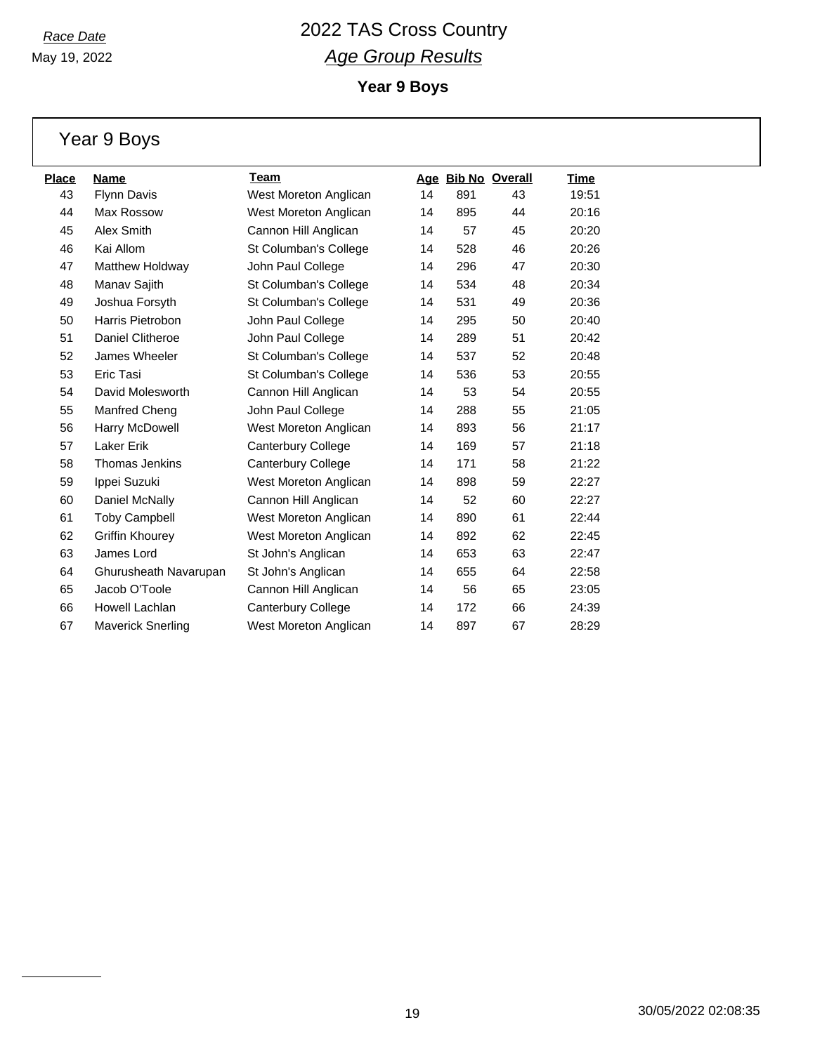Race Date

May 19, 2022

# 2022 TAS Cross Country

## *Age Group Results*

### Year 9 Boys

## Year 9 Boys

| Place | Name | Team | Age | Bib No | Overall | Time |
|---|---|---|---|---|---|---|
| 43 | Flynn Davis | West Moreton Anglican | 14 | 891 | 43 | 19:51 |
| 44 | Max Rossow | West Moreton Anglican | 14 | 895 | 44 | 20:16 |
| 45 | Alex Smith | Cannon Hill Anglican | 14 | 57 | 45 | 20:20 |
| 46 | Kai Allom | St Columban's College | 14 | 528 | 46 | 20:26 |
| 47 | Matthew Holdway | John Paul College | 14 | 296 | 47 | 20:30 |
| 48 | Manav Sajith | St Columban's College | 14 | 534 | 48 | 20:34 |
| 49 | Joshua Forsyth | St Columban's College | 14 | 531 | 49 | 20:36 |
| 50 | Harris Pietrobon | John Paul College | 14 | 295 | 50 | 20:40 |
| 51 | Daniel Clitheroe | John Paul College | 14 | 289 | 51 | 20:42 |
| 52 | James Wheeler | St Columban's College | 14 | 537 | 52 | 20:48 |
| 53 | Eric Tasi | St Columban's College | 14 | 536 | 53 | 20:55 |
| 54 | David Molesworth | Cannon Hill Anglican | 14 | 53 | 54 | 20:55 |
| 55 | Manfred Cheng | John Paul College | 14 | 288 | 55 | 21:05 |
| 56 | Harry McDowell | West Moreton Anglican | 14 | 893 | 56 | 21:17 |
| 57 | Laker Erik | Canterbury College | 14 | 169 | 57 | 21:18 |
| 58 | Thomas Jenkins | Canterbury College | 14 | 171 | 58 | 21:22 |
| 59 | Ippei Suzuki | West Moreton Anglican | 14 | 898 | 59 | 22:27 |
| 60 | Daniel McNally | Cannon Hill Anglican | 14 | 52 | 60 | 22:27 |
| 61 | Toby Campbell | West Moreton Anglican | 14 | 890 | 61 | 22:44 |
| 62 | Griffin Khourey | West Moreton Anglican | 14 | 892 | 62 | 22:45 |
| 63 | James Lord | St John's Anglican | 14 | 653 | 63 | 22:47 |
| 64 | Ghurusheath Navarupan | St John's Anglican | 14 | 655 | 64 | 22:58 |
| 65 | Jacob O'Toole | Cannon Hill Anglican | 14 | 56 | 65 | 23:05 |
| 66 | Howell Lachlan | Canterbury College | 14 | 172 | 66 | 24:39 |
| 67 | Maverick Snerling | West Moreton Anglican | 14 | 897 | 67 | 28:29 |

30/05/2022 02:08:35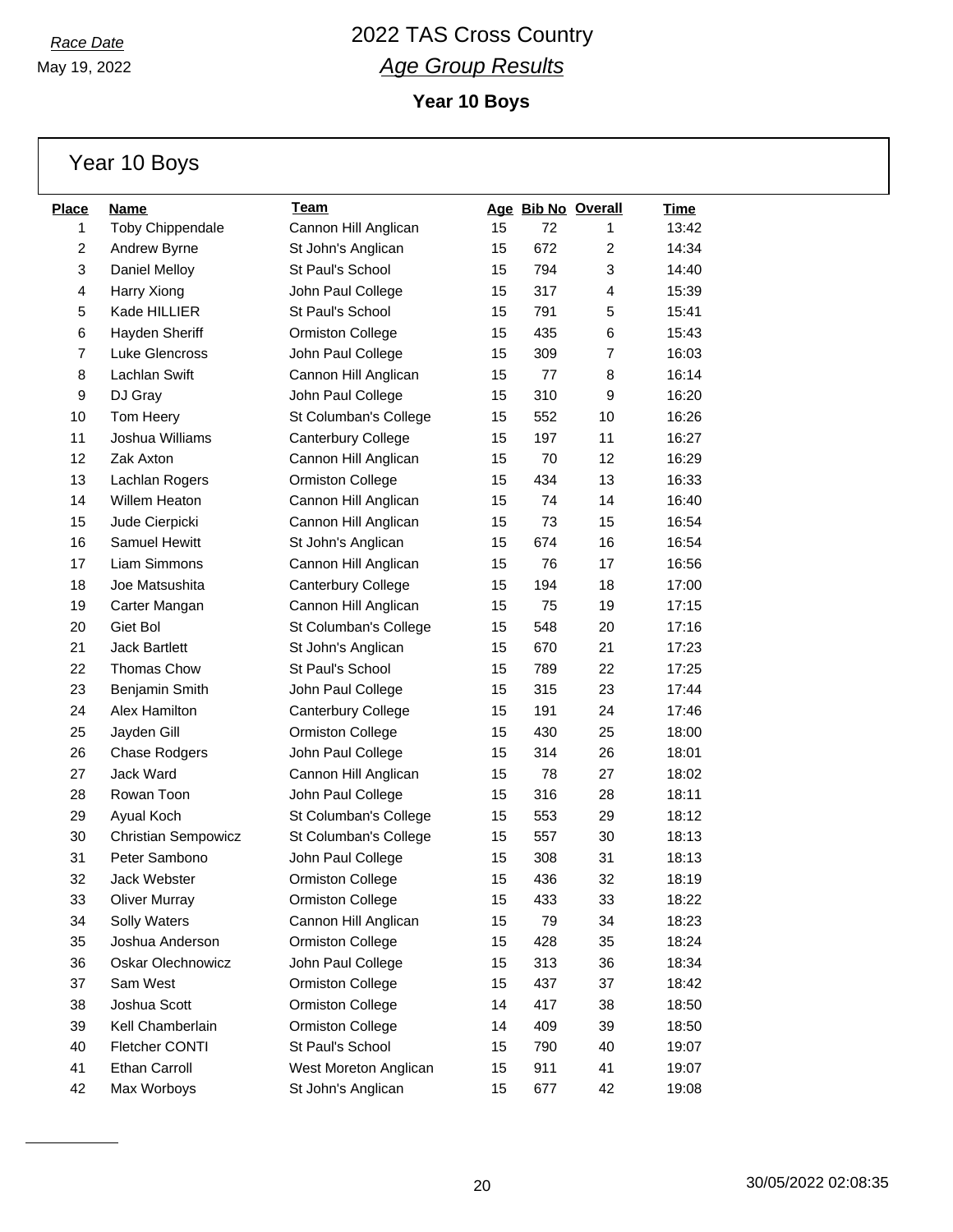Race Date

May 19, 2022

# 2022 TAS Cross Country

## Age Group Results

### Year 10 Boys

## Year 10 Boys

| Place | Name | Team | Age | Bib No | Overall | Time |
|---|---|---|---|---|---|---|
| 1 | Toby Chippendale | Cannon Hill Anglican | 15 | 72 | 1 | 13:42 |
| 2 | Andrew Byrne | St John's Anglican | 15 | 672 | 2 | 14:34 |
| 3 | Daniel Melloy | St Paul's School | 15 | 794 | 3 | 14:40 |
| 4 | Harry Xiong | John Paul College | 15 | 317 | 4 | 15:39 |
| 5 | Kade HILLIER | St Paul's School | 15 | 791 | 5 | 15:41 |
| 6 | Hayden Sheriff | Ormiston College | 15 | 435 | 6 | 15:43 |
| 7 | Luke Glencross | John Paul College | 15 | 309 | 7 | 16:03 |
| 8 | Lachlan Swift | Cannon Hill Anglican | 15 | 77 | 8 | 16:14 |
| 9 | DJ Gray | John Paul College | 15 | 310 | 9 | 16:20 |
| 10 | Tom Heery | St Columban's College | 15 | 552 | 10 | 16:26 |
| 11 | Joshua Williams | Canterbury College | 15 | 197 | 11 | 16:27 |
| 12 | Zak Axton | Cannon Hill Anglican | 15 | 70 | 12 | 16:29 |
| 13 | Lachlan Rogers | Ormiston College | 15 | 434 | 13 | 16:33 |
| 14 | Willem Heaton | Cannon Hill Anglican | 15 | 74 | 14 | 16:40 |
| 15 | Jude Cierpicki | Cannon Hill Anglican | 15 | 73 | 15 | 16:54 |
| 16 | Samuel Hewitt | St John's Anglican | 15 | 674 | 16 | 16:54 |
| 17 | Liam Simmons | Cannon Hill Anglican | 15 | 76 | 17 | 16:56 |
| 18 | Joe Matsushita | Canterbury College | 15 | 194 | 18 | 17:00 |
| 19 | Carter Mangan | Cannon Hill Anglican | 15 | 75 | 19 | 17:15 |
| 20 | Giet Bol | St Columban's College | 15 | 548 | 20 | 17:16 |
| 21 | Jack Bartlett | St John's Anglican | 15 | 670 | 21 | 17:23 |
| 22 | Thomas Chow | St Paul's School | 15 | 789 | 22 | 17:25 |
| 23 | Benjamin Smith | John Paul College | 15 | 315 | 23 | 17:44 |
| 24 | Alex Hamilton | Canterbury College | 15 | 191 | 24 | 17:46 |
| 25 | Jayden Gill | Ormiston College | 15 | 430 | 25 | 18:00 |
| 26 | Chase Rodgers | John Paul College | 15 | 314 | 26 | 18:01 |
| 27 | Jack Ward | Cannon Hill Anglican | 15 | 78 | 27 | 18:02 |
| 28 | Rowan Toon | John Paul College | 15 | 316 | 28 | 18:11 |
| 29 | Ayual Koch | St Columban's College | 15 | 553 | 29 | 18:12 |
| 30 | Christian Sempowicz | St Columban's College | 15 | 557 | 30 | 18:13 |
| 31 | Peter Sambono | John Paul College | 15 | 308 | 31 | 18:13 |
| 32 | Jack Webster | Ormiston College | 15 | 436 | 32 | 18:19 |
| 33 | Oliver Murray | Ormiston College | 15 | 433 | 33 | 18:22 |
| 34 | Solly Waters | Cannon Hill Anglican | 15 | 79 | 34 | 18:23 |
| 35 | Joshua Anderson | Ormiston College | 15 | 428 | 35 | 18:24 |
| 36 | Oskar Olechnowicz | John Paul College | 15 | 313 | 36 | 18:34 |
| 37 | Sam West | Ormiston College | 15 | 437 | 37 | 18:42 |
| 38 | Joshua Scott | Ormiston College | 14 | 417 | 38 | 18:50 |
| 39 | Kell Chamberlain | Ormiston College | 14 | 409 | 39 | 18:50 |
| 40 | Fletcher CONTI | St Paul's School | 15 | 790 | 40 | 19:07 |
| 41 | Ethan Carroll | West Moreton Anglican | 15 | 911 | 41 | 19:07 |
| 42 | Max Worboys | St John's Anglican | 15 | 677 | 42 | 19:08 |

30/05/2022 02:08:35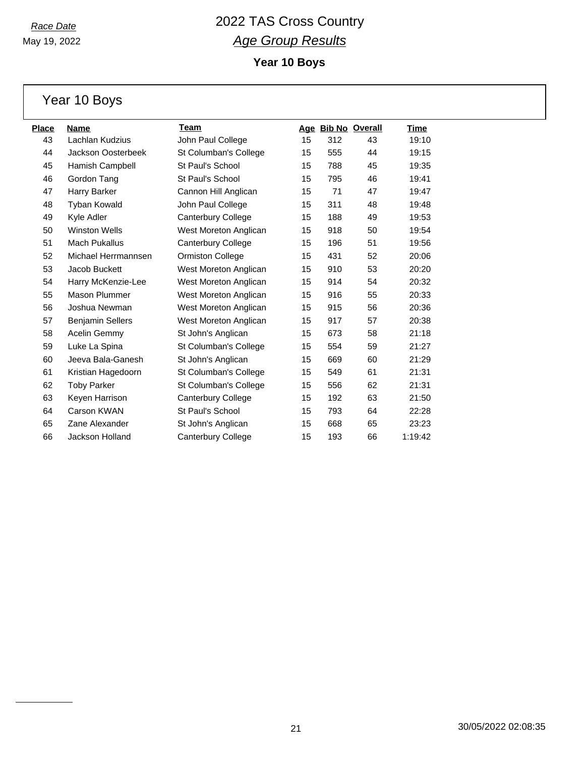*Race Date*

May 19, 2022

# 2022 TAS Cross Country

## *Age Group Results*

### Year 10 Boys

## Year 10 Boys

| Place | Name | Team | Age | Bib No | Overall | Time |
|---|---|---|---|---|---|---|
| 43 | Lachlan Kudzius | John Paul College | 15 | 312 | 43 | 19:10 |
| 44 | Jackson Oosterbeek | St Columban's College | 15 | 555 | 44 | 19:15 |
| 45 | Hamish Campbell | St Paul's School | 15 | 788 | 45 | 19:35 |
| 46 | Gordon Tang | St Paul's School | 15 | 795 | 46 | 19:41 |
| 47 | Harry Barker | Cannon Hill Anglican | 15 | 71 | 47 | 19:47 |
| 48 | Tyban Kowald | John Paul College | 15 | 311 | 48 | 19:48 |
| 49 | Kyle Adler | Canterbury College | 15 | 188 | 49 | 19:53 |
| 50 | Winston Wells | West Moreton Anglican | 15 | 918 | 50 | 19:54 |
| 51 | Mach Pukallus | Canterbury College | 15 | 196 | 51 | 19:56 |
| 52 | Michael Herrmannsen | Ormiston College | 15 | 431 | 52 | 20:06 |
| 53 | Jacob Buckett | West Moreton Anglican | 15 | 910 | 53 | 20:20 |
| 54 | Harry McKenzie-Lee | West Moreton Anglican | 15 | 914 | 54 | 20:32 |
| 55 | Mason Plummer | West Moreton Anglican | 15 | 916 | 55 | 20:33 |
| 56 | Joshua Newman | West Moreton Anglican | 15 | 915 | 56 | 20:36 |
| 57 | Benjamin Sellers | West Moreton Anglican | 15 | 917 | 57 | 20:38 |
| 58 | Acelin Gemmy | St John's Anglican | 15 | 673 | 58 | 21:18 |
| 59 | Luke La Spina | St Columban's College | 15 | 554 | 59 | 21:27 |
| 60 | Jeeva Bala-Ganesh | St John's Anglican | 15 | 669 | 60 | 21:29 |
| 61 | Kristian Hagedoorn | St Columban's College | 15 | 549 | 61 | 21:31 |
| 62 | Toby Parker | St Columban's College | 15 | 556 | 62 | 21:31 |
| 63 | Keyen Harrison | Canterbury College | 15 | 192 | 63 | 21:50 |
| 64 | Carson KWAN | St Paul's School | 15 | 793 | 64 | 22:28 |
| 65 | Zane Alexander | St John's Anglican | 15 | 668 | 65 | 23:23 |
| 66 | Jackson Holland | Canterbury College | 15 | 193 | 66 | 1:19:42 |

30/05/2022 02:08:35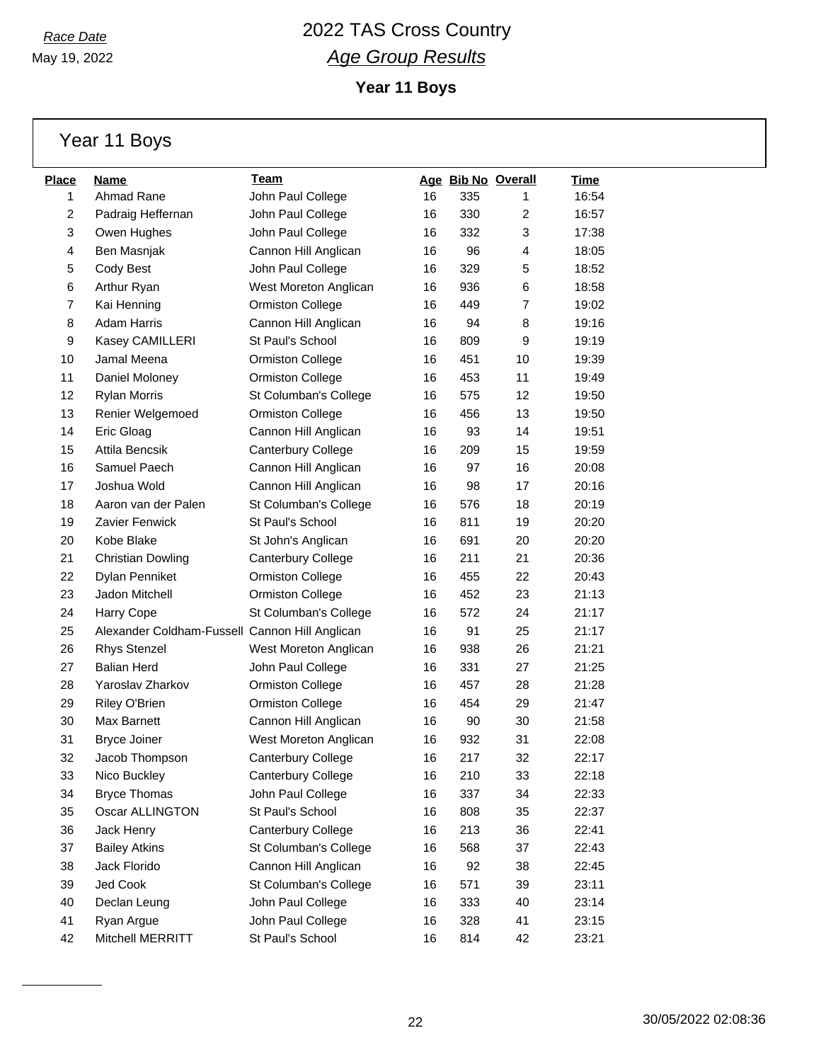*Race Date*
May 19, 2022

# 2022 TAS Cross Country
## *Age Group Results*
### Year 11 Boys

## Year 11 Boys

| Place | Name | Team | Age | Bib No | Overall | Time |
|---|---|---|---|---|---|---|
| 1 | Ahmad Rane | John Paul College | 16 | 335 | 1 | 16:54 |
| 2 | Padraig Heffernan | John Paul College | 16 | 330 | 2 | 16:57 |
| 3 | Owen Hughes | John Paul College | 16 | 332 | 3 | 17:38 |
| 4 | Ben Masnjak | Cannon Hill Anglican | 16 | 96 | 4 | 18:05 |
| 5 | Cody Best | John Paul College | 16 | 329 | 5 | 18:52 |
| 6 | Arthur Ryan | West Moreton Anglican | 16 | 936 | 6 | 18:58 |
| 7 | Kai Henning | Ormiston College | 16 | 449 | 7 | 19:02 |
| 8 | Adam Harris | Cannon Hill Anglican | 16 | 94 | 8 | 19:16 |
| 9 | Kasey CAMILLERI | St Paul's School | 16 | 809 | 9 | 19:19 |
| 10 | Jamal Meena | Ormiston College | 16 | 451 | 10 | 19:39 |
| 11 | Daniel Moloney | Ormiston College | 16 | 453 | 11 | 19:49 |
| 12 | Rylan Morris | St Columban's College | 16 | 575 | 12 | 19:50 |
| 13 | Renier Welgemoed | Ormiston College | 16 | 456 | 13 | 19:50 |
| 14 | Eric Gloag | Cannon Hill Anglican | 16 | 93 | 14 | 19:51 |
| 15 | Attila Bencsik | Canterbury College | 16 | 209 | 15 | 19:59 |
| 16 | Samuel Paech | Cannon Hill Anglican | 16 | 97 | 16 | 20:08 |
| 17 | Joshua Wold | Cannon Hill Anglican | 16 | 98 | 17 | 20:16 |
| 18 | Aaron van der Palen | St Columban's College | 16 | 576 | 18 | 20:19 |
| 19 | Zavier Fenwick | St Paul's School | 16 | 811 | 19 | 20:20 |
| 20 | Kobe Blake | St John's Anglican | 16 | 691 | 20 | 20:20 |
| 21 | Christian Dowling | Canterbury College | 16 | 211 | 21 | 20:36 |
| 22 | Dylan Penniket | Ormiston College | 16 | 455 | 22 | 20:43 |
| 23 | Jadon Mitchell | Ormiston College | 16 | 452 | 23 | 21:13 |
| 24 | Harry Cope | St Columban's College | 16 | 572 | 24 | 21:17 |
| 25 | Alexander Coldham-Fussell | Cannon Hill Anglican | 16 | 91 | 25 | 21:17 |
| 26 | Rhys Stenzel | West Moreton Anglican | 16 | 938 | 26 | 21:21 |
| 27 | Balian Herd | John Paul College | 16 | 331 | 27 | 21:25 |
| 28 | Yaroslav Zharkov | Ormiston College | 16 | 457 | 28 | 21:28 |
| 29 | Riley O'Brien | Ormiston College | 16 | 454 | 29 | 21:47 |
| 30 | Max Barnett | Cannon Hill Anglican | 16 | 90 | 30 | 21:58 |
| 31 | Bryce Joiner | West Moreton Anglican | 16 | 932 | 31 | 22:08 |
| 32 | Jacob Thompson | Canterbury College | 16 | 217 | 32 | 22:17 |
| 33 | Nico Buckley | Canterbury College | 16 | 210 | 33 | 22:18 |
| 34 | Bryce Thomas | John Paul College | 16 | 337 | 34 | 22:33 |
| 35 | Oscar ALLINGTON | St Paul's School | 16 | 808 | 35 | 22:37 |
| 36 | Jack Henry | Canterbury College | 16 | 213 | 36 | 22:41 |
| 37 | Bailey Atkins | St Columban's College | 16 | 568 | 37 | 22:43 |
| 38 | Jack Florido | Cannon Hill Anglican | 16 | 92 | 38 | 22:45 |
| 39 | Jed Cook | St Columban's College | 16 | 571 | 39 | 23:11 |
| 40 | Declan Leung | John Paul College | 16 | 333 | 40 | 23:14 |
| 41 | Ryan Argue | John Paul College | 16 | 328 | 41 | 23:15 |
| 42 | Mitchell MERRITT | St Paul's School | 16 | 814 | 42 | 23:21 |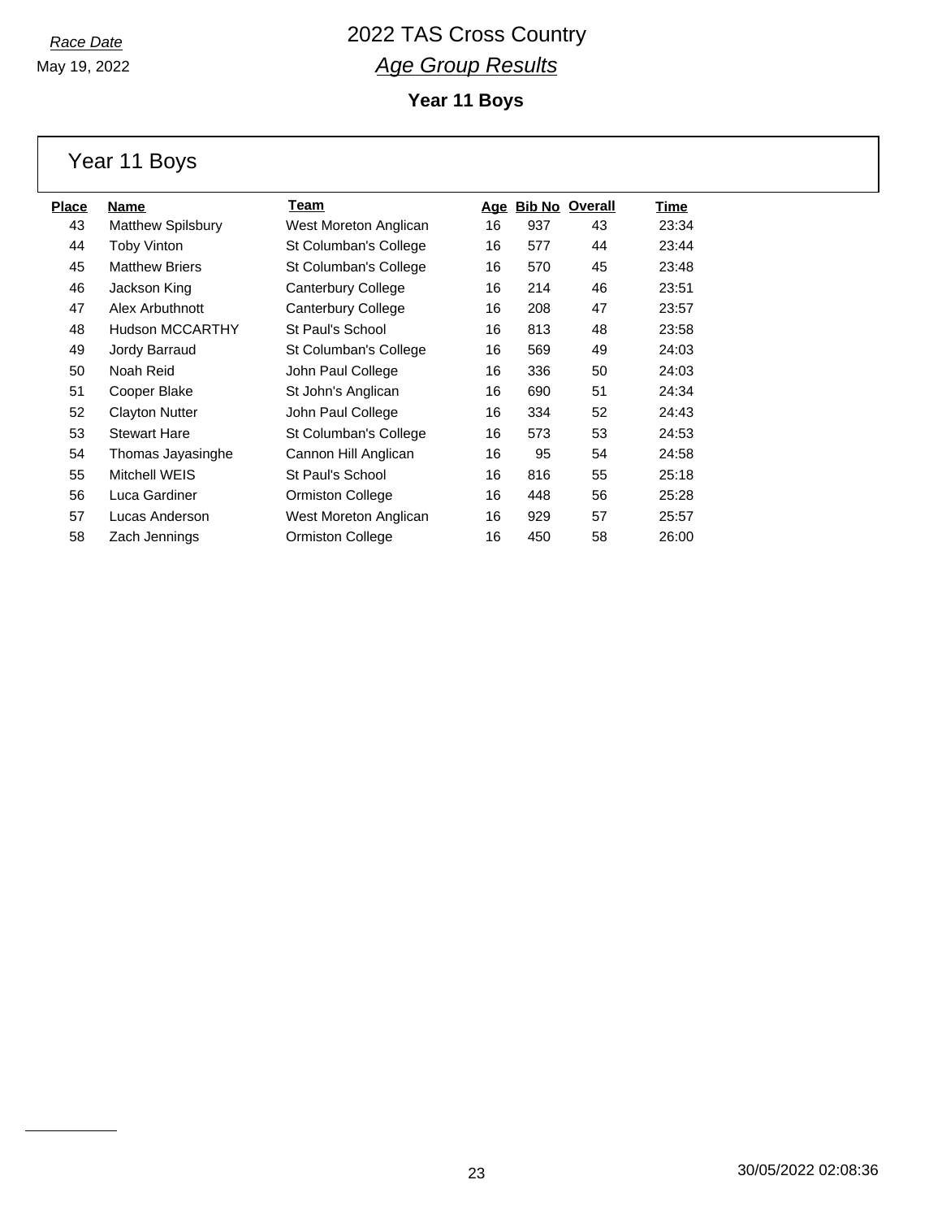*Race Date*
May 19, 2022

# 2022 TAS Cross Country
## *Age Group Results*

### Year 11 Boys

## Year 11 Boys

| Place | Name | Team | Age | Bib No | Overall | Time |
|---|---|---|---|---|---|---|
| 43 | Matthew Spilsbury | West Moreton Anglican | 16 | 937 | 43 | 23:34 |
| 44 | Toby Vinton | St Columban's College | 16 | 577 | 44 | 23:44 |
| 45 | Matthew Briers | St Columban's College | 16 | 570 | 45 | 23:48 |
| 46 | Jackson King | Canterbury College | 16 | 214 | 46 | 23:51 |
| 47 | Alex Arbuthnott | Canterbury College | 16 | 208 | 47 | 23:57 |
| 48 | Hudson MCCARTHY | St Paul's School | 16 | 813 | 48 | 23:58 |
| 49 | Jordy Barraud | St Columban's College | 16 | 569 | 49 | 24:03 |
| 50 | Noah Reid | John Paul College | 16 | 336 | 50 | 24:03 |
| 51 | Cooper Blake | St John's Anglican | 16 | 690 | 51 | 24:34 |
| 52 | Clayton Nutter | John Paul College | 16 | 334 | 52 | 24:43 |
| 53 | Stewart Hare | St Columban's College | 16 | 573 | 53 | 24:53 |
| 54 | Thomas Jayasinghe | Cannon Hill Anglican | 16 | 95 | 54 | 24:58 |
| 55 | Mitchell WEIS | St Paul's School | 16 | 816 | 55 | 25:18 |
| 56 | Luca Gardiner | Ormiston College | 16 | 448 | 56 | 25:28 |
| 57 | Lucas Anderson | West Moreton Anglican | 16 | 929 | 57 | 25:57 |
| 58 | Zach Jennings | Ormiston College | 16 | 450 | 58 | 26:00 |

30/05/2022 02:08:36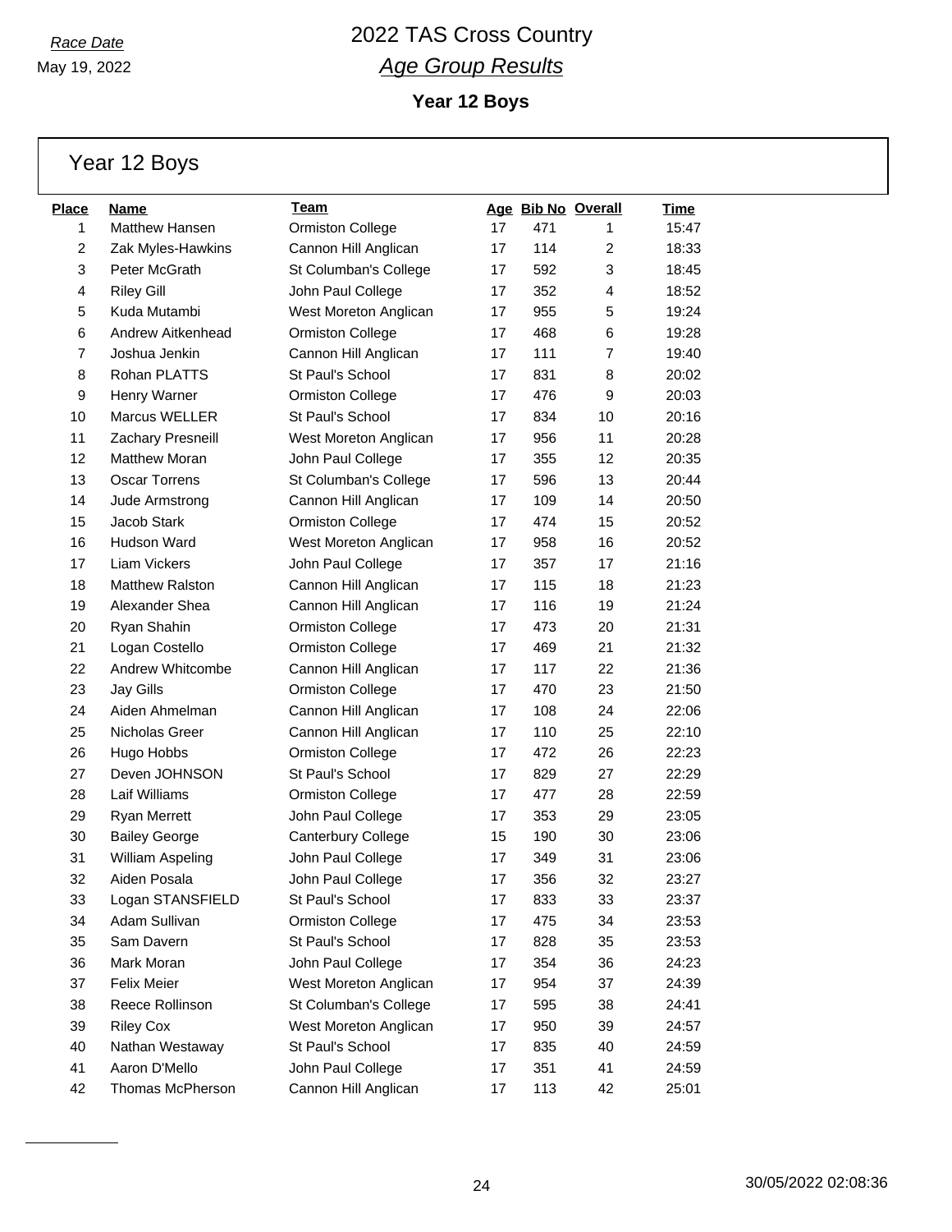*Race Date*

May 19, 2022

# 2022 TAS Cross Country

## *Age Group Results*

### Year 12 Boys

## Year 12 Boys

| Place | Name | Team | Age | Bib No | Overall | Time |
|---|---|---|---|---|---|---|
| 1 | Matthew Hansen | Ormiston College | 17 | 471 | 1 | 15:47 |
| 2 | Zak Myles-Hawkins | Cannon Hill Anglican | 17 | 114 | 2 | 18:33 |
| 3 | Peter McGrath | St Columban's College | 17 | 592 | 3 | 18:45 |
| 4 | Riley Gill | John Paul College | 17 | 352 | 4 | 18:52 |
| 5 | Kuda Mutambi | West Moreton Anglican | 17 | 955 | 5 | 19:24 |
| 6 | Andrew Aitkenhead | Ormiston College | 17 | 468 | 6 | 19:28 |
| 7 | Joshua Jenkin | Cannon Hill Anglican | 17 | 111 | 7 | 19:40 |
| 8 | Rohan PLATTS | St Paul's School | 17 | 831 | 8 | 20:02 |
| 9 | Henry Warner | Ormiston College | 17 | 476 | 9 | 20:03 |
| 10 | Marcus WELLER | St Paul's School | 17 | 834 | 10 | 20:16 |
| 11 | Zachary Presneill | West Moreton Anglican | 17 | 956 | 11 | 20:28 |
| 12 | Matthew Moran | John Paul College | 17 | 355 | 12 | 20:35 |
| 13 | Oscar Torrens | St Columban's College | 17 | 596 | 13 | 20:44 |
| 14 | Jude Armstrong | Cannon Hill Anglican | 17 | 109 | 14 | 20:50 |
| 15 | Jacob Stark | Ormiston College | 17 | 474 | 15 | 20:52 |
| 16 | Hudson Ward | West Moreton Anglican | 17 | 958 | 16 | 20:52 |
| 17 | Liam Vickers | John Paul College | 17 | 357 | 17 | 21:16 |
| 18 | Matthew Ralston | Cannon Hill Anglican | 17 | 115 | 18 | 21:23 |
| 19 | Alexander Shea | Cannon Hill Anglican | 17 | 116 | 19 | 21:24 |
| 20 | Ryan Shahin | Ormiston College | 17 | 473 | 20 | 21:31 |
| 21 | Logan Costello | Ormiston College | 17 | 469 | 21 | 21:32 |
| 22 | Andrew Whitcombe | Cannon Hill Anglican | 17 | 117 | 22 | 21:36 |
| 23 | Jay Gills | Ormiston College | 17 | 470 | 23 | 21:50 |
| 24 | Aiden Ahmelman | Cannon Hill Anglican | 17 | 108 | 24 | 22:06 |
| 25 | Nicholas Greer | Cannon Hill Anglican | 17 | 110 | 25 | 22:10 |
| 26 | Hugo Hobbs | Ormiston College | 17 | 472 | 26 | 22:23 |
| 27 | Deven JOHNSON | St Paul's School | 17 | 829 | 27 | 22:29 |
| 28 | Laif Williams | Ormiston College | 17 | 477 | 28 | 22:59 |
| 29 | Ryan Merrett | John Paul College | 17 | 353 | 29 | 23:05 |
| 30 | Bailey George | Canterbury College | 15 | 190 | 30 | 23:06 |
| 31 | William Aspeling | John Paul College | 17 | 349 | 31 | 23:06 |
| 32 | Aiden Posala | John Paul College | 17 | 356 | 32 | 23:27 |
| 33 | Logan STANSFIELD | St Paul's School | 17 | 833 | 33 | 23:37 |
| 34 | Adam Sullivan | Ormiston College | 17 | 475 | 34 | 23:53 |
| 35 | Sam Davern | St Paul's School | 17 | 828 | 35 | 23:53 |
| 36 | Mark Moran | John Paul College | 17 | 354 | 36 | 24:23 |
| 37 | Felix Meier | West Moreton Anglican | 17 | 954 | 37 | 24:39 |
| 38 | Reece Rollinson | St Columban's College | 17 | 595 | 38 | 24:41 |
| 39 | Riley Cox | West Moreton Anglican | 17 | 950 | 39 | 24:57 |
| 40 | Nathan Westaway | St Paul's School | 17 | 835 | 40 | 24:59 |
| 41 | Aaron D'Mello | John Paul College | 17 | 351 | 41 | 24:59 |
| 42 | Thomas McPherson | Cannon Hill Anglican | 17 | 113 | 42 | 25:01 |

30/05/2022 02:08:36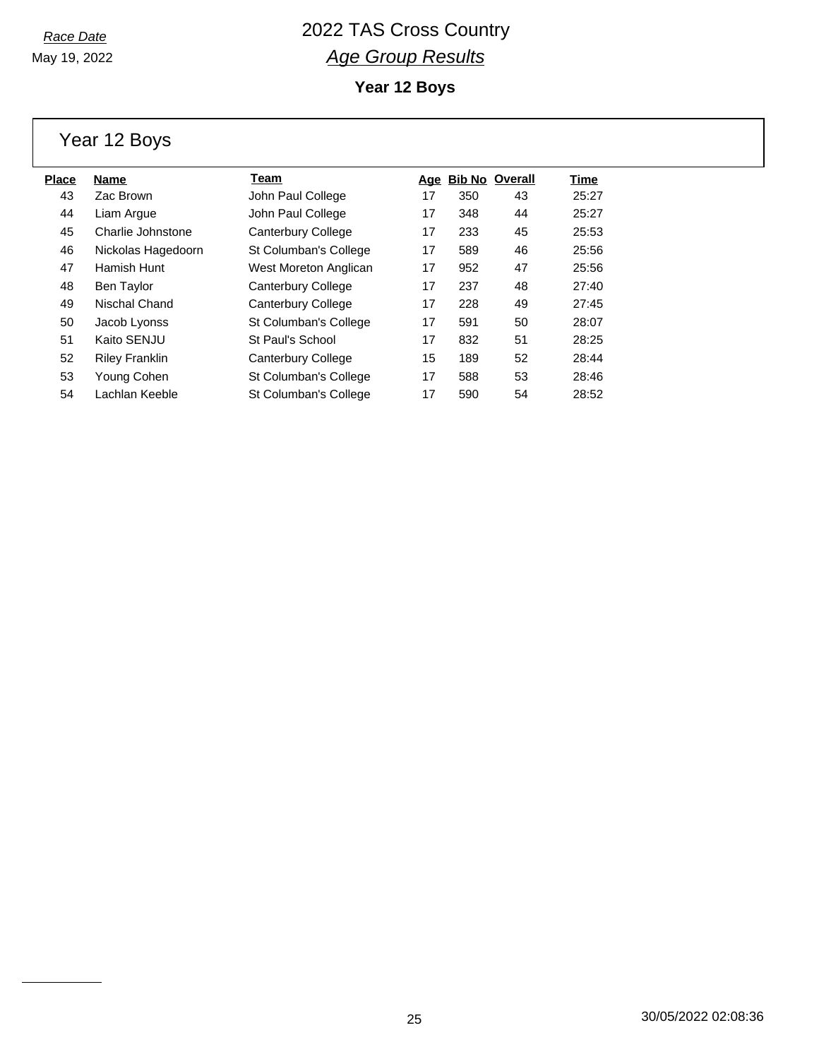*Race Date*

May 19, 2022

# 2022 TAS Cross Country

## *Age Group Results*

### Year 12 Boys

Year 12 Boys

| Place | Name | Team | Age | Bib No | Overall | Time |
|---|---|---|---|---|---|---|
| 43 | Zac Brown | John Paul College | 17 | 350 | 43 | 25:27 |
| 44 | Liam Argue | John Paul College | 17 | 348 | 44 | 25:27 |
| 45 | Charlie Johnstone | Canterbury College | 17 | 233 | 45 | 25:53 |
| 46 | Nickolas Hagedoorn | St Columban's College | 17 | 589 | 46 | 25:56 |
| 47 | Hamish Hunt | West Moreton Anglican | 17 | 952 | 47 | 25:56 |
| 48 | Ben Taylor | Canterbury College | 17 | 237 | 48 | 27:40 |
| 49 | Nischal Chand | Canterbury College | 17 | 228 | 49 | 27:45 |
| 50 | Jacob Lyonss | St Columban's College | 17 | 591 | 50 | 28:07 |
| 51 | Kaito SENJU | St Paul's School | 17 | 832 | 51 | 28:25 |
| 52 | Riley Franklin | Canterbury College | 15 | 189 | 52 | 28:44 |
| 53 | Young Cohen | St Columban's College | 17 | 588 | 53 | 28:46 |
| 54 | Lachlan Keeble | St Columban's College | 17 | 590 | 54 | 28:52 |

30/05/2022 02:08:36